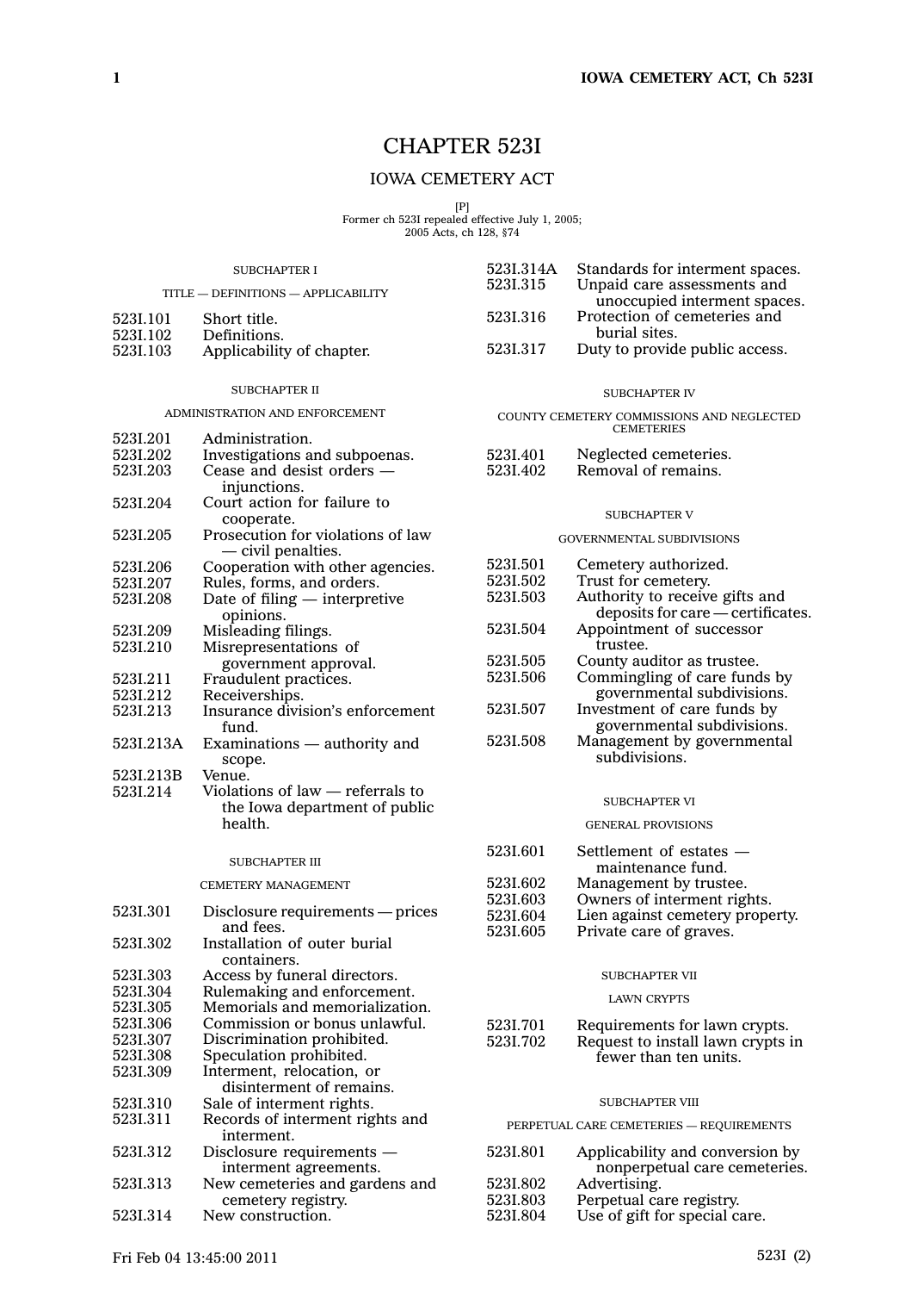# CHAPTER 523I

## IOWA CEMETERY ACT

[P]
Former ch 523I repealed effective July 1, 2005;
2005 Acts, ch 128, §74

### SUBCHAPTER I

#### TITLE — DEFINITIONS — APPLICABILITY

523I.101 Short title.
523I.102 Definitions.
523I.103 Applicability of chapter.

### SUBCHAPTER II

#### ADMINISTRATION AND ENFORCEMENT

523I.201 Administration.
523I.202 Investigations and subpoenas.
523I.203 Cease and desist orders — injunctions.
523I.204 Court action for failure to cooperate.
523I.205 Prosecution for violations of law — civil penalties.
523I.206 Cooperation with other agencies.
523I.207 Rules, forms, and orders.
523I.208 Date of filing — interpretive opinions.
523I.209 Misleading filings.
523I.210 Misrepresentations of government approval.
523I.211 Fraudulent practices.
523I.212 Receiverships.
523I.213 Insurance division's enforcement fund.
523I.213A Examinations — authority and scope.
523I.213B Venue.
523I.214 Violations of law — referrals to the Iowa department of public health.

### SUBCHAPTER III

#### CEMETERY MANAGEMENT

523I.301 Disclosure requirements — prices and fees.
523I.302 Installation of outer burial containers.
523I.303 Access by funeral directors.
523I.304 Rulemaking and enforcement.
523I.305 Memorials and memorialization.
523I.306 Commission or bonus unlawful.
523I.307 Discrimination prohibited.
523I.308 Speculation prohibited.
523I.309 Interment, relocation, or disinterment of remains.
523I.310 Sale of interment rights.
523I.311 Records of interment rights and interment.
523I.312 Disclosure requirements — interment agreements.
523I.313 New cemeteries and gardens and cemetery registry.
523I.314 New construction.
523I.314A Standards for interment spaces.
523I.315 Unpaid care assessments and unoccupied interment spaces.
523I.316 Protection of cemeteries and burial sites.
523I.317 Duty to provide public access.

### SUBCHAPTER IV

#### COUNTY CEMETERY COMMISSIONS AND NEGLECTED CEMETERIES

523I.401 Neglected cemeteries.
523I.402 Removal of remains.

### SUBCHAPTER V

#### GOVERNMENTAL SUBDIVISIONS

523I.501 Cemetery authorized.
523I.502 Trust for cemetery.
523I.503 Authority to receive gifts and deposits for care — certificates.
523I.504 Appointment of successor trustee.
523I.505 County auditor as trustee.
523I.506 Commingling of care funds by governmental subdivisions.
523I.507 Investment of care funds by governmental subdivisions.
523I.508 Management by governmental subdivisions.

### SUBCHAPTER VI

#### GENERAL PROVISIONS

523I.601 Settlement of estates — maintenance fund.
523I.602 Management by trustee.
523I.603 Owners of interment rights.
523I.604 Lien against cemetery property.
523I.605 Private care of graves.

### SUBCHAPTER VII

#### LAWN CRYPTS

523I.701 Requirements for lawn crypts.
523I.702 Request to install lawn crypts in fewer than ten units.

### SUBCHAPTER VIII

#### PERPETUAL CARE CEMETERIES — REQUIREMENTS

523I.801 Applicability and conversion by nonperpetual care cemeteries.
523I.802 Advertising.
523I.803 Perpetual care registry.
523I.804 Use of gift for special care.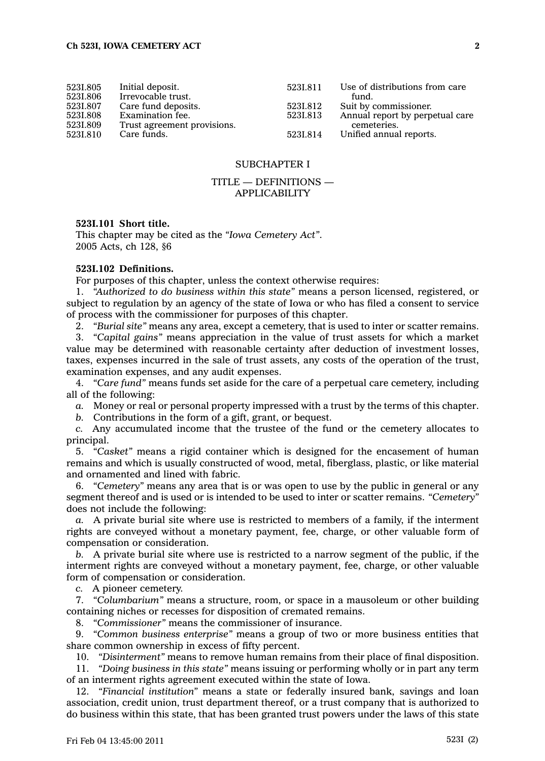| | | | |
|---|---|---|---|
| 523I.805 | Initial deposit. | 523I.811 | Use of distributions from care fund. |
| 523I.806 | Irrevocable trust. | 523I.812 | Suit by commissioner. |
| 523I.807 | Care fund deposits. | 523I.813 | Annual report by perpetual care cemeteries. |
| 523I.808 | Examination fee. | 523I.814 | Unified annual reports. |
| 523I.809 | Trust agreement provisions. | | |
| 523I.810 | Care funds. | | |

## SUBCHAPTER I

## TITLE — DEFINITIONS — APPLICABILITY

**523I.101 Short title.**

This chapter may be cited as the *"Iowa Cemetery Act"*.

2005 Acts, ch 128, §6

**523I.102 Definitions.**

For purposes of this chapter, unless the context otherwise requires:

1. *"Authorized to do business within this state"* means a person licensed, registered, or subject to regulation by an agency of the state of Iowa or who has filed a consent to service of process with the commissioner for purposes of this chapter.

2. *"Burial site"* means any area, except a cemetery, that is used to inter or scatter remains.

3. *"Capital gains"* means appreciation in the value of trust assets for which a market value may be determined with reasonable certainty after deduction of investment losses, taxes, expenses incurred in the sale of trust assets, any costs of the operation of the trust, examination expenses, and any audit expenses.

4. *"Care fund"* means funds set aside for the care of a perpetual care cemetery, including all of the following:

*a.* Money or real or personal property impressed with a trust by the terms of this chapter.

*b.* Contributions in the form of a gift, grant, or bequest.

*c.* Any accumulated income that the trustee of the fund or the cemetery allocates to principal.

5. *"Casket"* means a rigid container which is designed for the encasement of human remains and which is usually constructed of wood, metal, fiberglass, plastic, or like material and ornamented and lined with fabric.

6. *"Cemetery"* means any area that is or was open to use by the public in general or any segment thereof and is used or is intended to be used to inter or scatter remains. *"Cemetery"* does not include the following:

*a.* A private burial site where use is restricted to members of a family, if the interment rights are conveyed without a monetary payment, fee, charge, or other valuable form of compensation or consideration.

*b.* A private burial site where use is restricted to a narrow segment of the public, if the interment rights are conveyed without a monetary payment, fee, charge, or other valuable form of compensation or consideration.

*c.* A pioneer cemetery.

7. *"Columbarium"* means a structure, room, or space in a mausoleum or other building containing niches or recesses for disposition of cremated remains.

8. *"Commissioner"* means the commissioner of insurance.

9. *"Common business enterprise"* means a group of two or more business entities that share common ownership in excess of fifty percent.

10. *"Disinterment"* means to remove human remains from their place of final disposition.

11. *"Doing business in this state"* means issuing or performing wholly or in part any term of an interment rights agreement executed within the state of Iowa.

12. *"Financial institution"* means a state or federally insured bank, savings and loan association, credit union, trust department thereof, or a trust company that is authorized to do business within this state, that has been granted trust powers under the laws of this state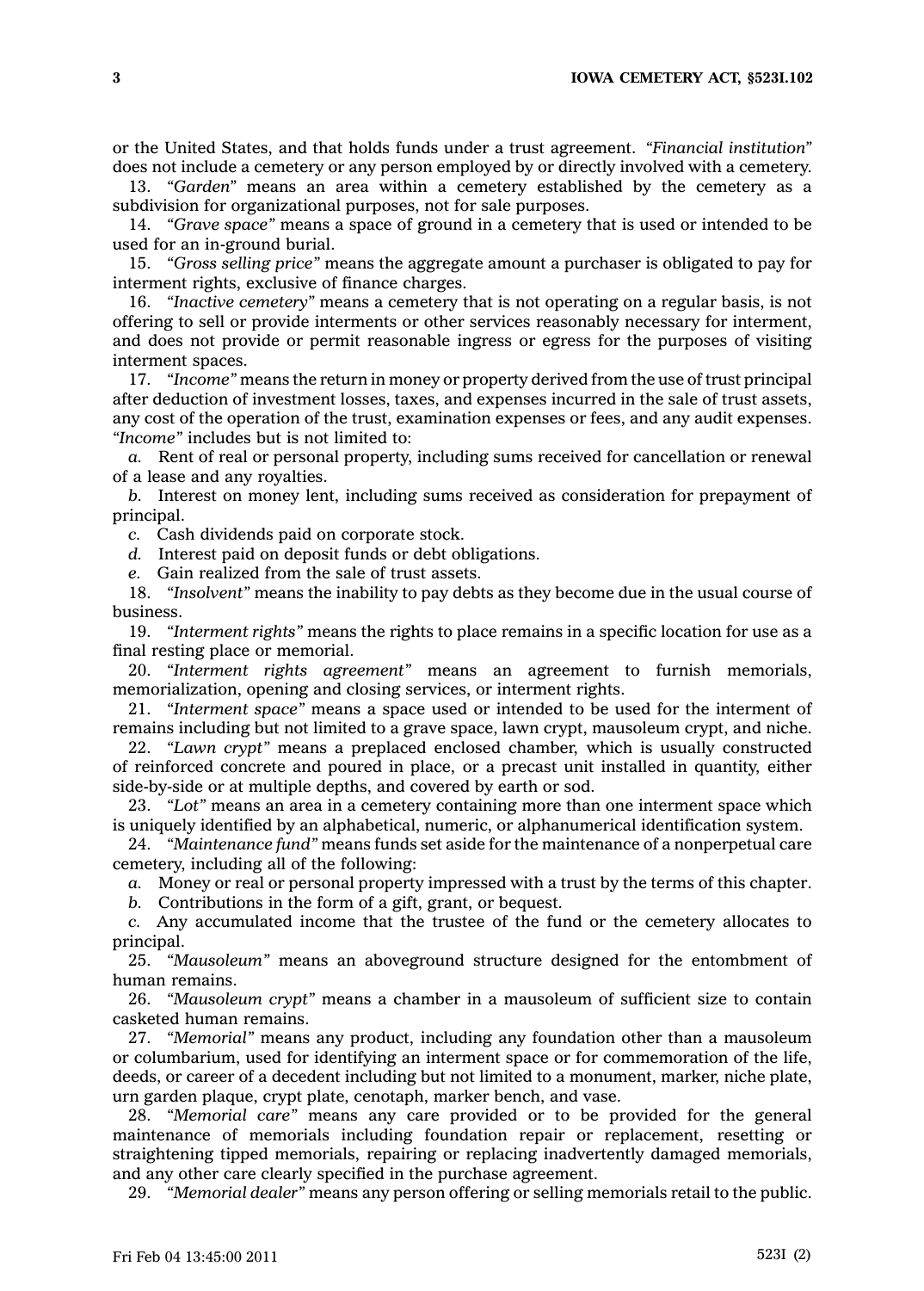or the United States, and that holds funds under a trust agreement. *"Financial institution"* does not include a cemetery or any person employed by or directly involved with a cemetery.

13. *"Garden"* means an area within a cemetery established by the cemetery as a subdivision for organizational purposes, not for sale purposes.

14. *"Grave space"* means a space of ground in a cemetery that is used or intended to be used for an in-ground burial.

15. *"Gross selling price"* means the aggregate amount a purchaser is obligated to pay for interment rights, exclusive of finance charges.

16. *"Inactive cemetery"* means a cemetery that is not operating on a regular basis, is not offering to sell or provide interments or other services reasonably necessary for interment, and does not provide or permit reasonable ingress or egress for the purposes of visiting interment spaces.

17. *"Income"* means the return in money or property derived from the use of trust principal after deduction of investment losses, taxes, and expenses incurred in the sale of trust assets, any cost of the operation of the trust, examination expenses or fees, and any audit expenses. *"Income"* includes but is not limited to:

*a.* Rent of real or personal property, including sums received for cancellation or renewal of a lease and any royalties.

*b.* Interest on money lent, including sums received as consideration for prepayment of principal.

*c.* Cash dividends paid on corporate stock.

*d.* Interest paid on deposit funds or debt obligations.

*e.* Gain realized from the sale of trust assets.

18. *"Insolvent"* means the inability to pay debts as they become due in the usual course of business.

19. *"Interment rights"* means the rights to place remains in a specific location for use as a final resting place or memorial.

20. *"Interment rights agreement"* means an agreement to furnish memorials, memorialization, opening and closing services, or interment rights.

21. *"Interment space"* means a space used or intended to be used for the interment of remains including but not limited to a grave space, lawn crypt, mausoleum crypt, and niche.

22. *"Lawn crypt"* means a preplaced enclosed chamber, which is usually constructed of reinforced concrete and poured in place, or a precast unit installed in quantity, either side-by-side or at multiple depths, and covered by earth or sod.

23. *"Lot"* means an area in a cemetery containing more than one interment space which is uniquely identified by an alphabetical, numeric, or alphanumerical identification system.

24. *"Maintenance fund"* means funds set aside for the maintenance of a nonperpetual care cemetery, including all of the following:

*a.* Money or real or personal property impressed with a trust by the terms of this chapter.

*b.* Contributions in the form of a gift, grant, or bequest.

*c.* Any accumulated income that the trustee of the fund or the cemetery allocates to principal.

25. *"Mausoleum"* means an aboveground structure designed for the entombment of human remains.

26. *"Mausoleum crypt"* means a chamber in a mausoleum of sufficient size to contain casketed human remains.

27. *"Memorial"* means any product, including any foundation other than a mausoleum or columbarium, used for identifying an interment space or for commemoration of the life, deeds, or career of a decedent including but not limited to a monument, marker, niche plate, urn garden plaque, crypt plate, cenotaph, marker bench, and vase.

28. *"Memorial care"* means any care provided or to be provided for the general maintenance of memorials including foundation repair or replacement, resetting or straightening tipped memorials, repairing or replacing inadvertently damaged memorials, and any other care clearly specified in the purchase agreement.

29. *"Memorial dealer"* means any person offering or selling memorials retail to the public.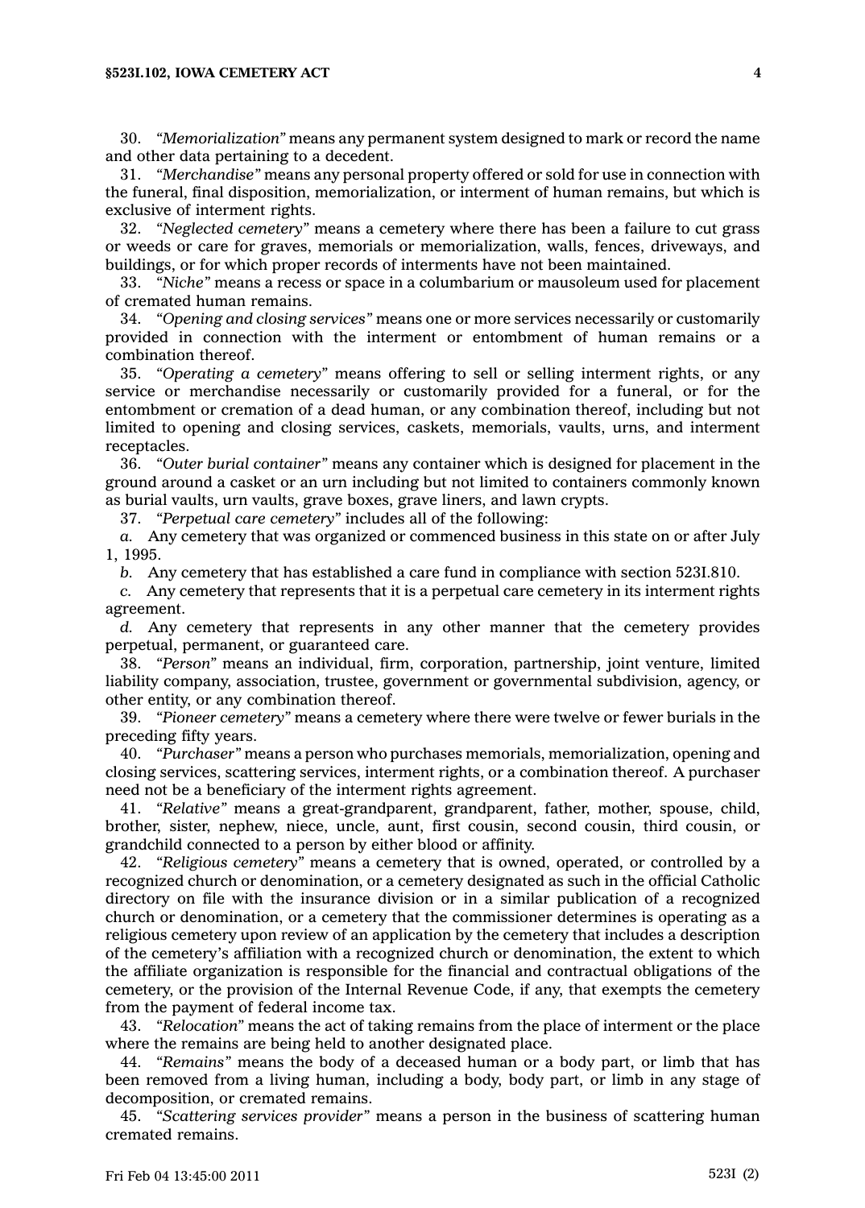30. *"Memorialization"* means any permanent system designed to mark or record the name and other data pertaining to a decedent.

31. *"Merchandise"* means any personal property offered or sold for use in connection with the funeral, final disposition, memorialization, or interment of human remains, but which is exclusive of interment rights.

32. *"Neglected cemetery"* means a cemetery where there has been a failure to cut grass or weeds or care for graves, memorials or memorialization, walls, fences, driveways, and buildings, or for which proper records of interments have not been maintained.

33. *"Niche"* means a recess or space in a columbarium or mausoleum used for placement of cremated human remains.

34. *"Opening and closing services"* means one or more services necessarily or customarily provided in connection with the interment or entombment of human remains or a combination thereof.

35. *"Operating a cemetery"* means offering to sell or selling interment rights, or any service or merchandise necessarily or customarily provided for a funeral, or for the entombment or cremation of a dead human, or any combination thereof, including but not limited to opening and closing services, caskets, memorials, vaults, urns, and interment receptacles.

36. *"Outer burial container"* means any container which is designed for placement in the ground around a casket or an urn including but not limited to containers commonly known as burial vaults, urn vaults, grave boxes, grave liners, and lawn crypts.

37. *"Perpetual care cemetery"* includes all of the following:

*a.* Any cemetery that was organized or commenced business in this state on or after July 1, 1995.

*b.* Any cemetery that has established a care fund in compliance with section 523I.810.

*c.* Any cemetery that represents that it is a perpetual care cemetery in its interment rights agreement.

*d.* Any cemetery that represents in any other manner that the cemetery provides perpetual, permanent, or guaranteed care.

38. *"Person"* means an individual, firm, corporation, partnership, joint venture, limited liability company, association, trustee, government or governmental subdivision, agency, or other entity, or any combination thereof.

39. *"Pioneer cemetery"* means a cemetery where there were twelve or fewer burials in the preceding fifty years.

40. *"Purchaser"* means a person who purchases memorials, memorialization, opening and closing services, scattering services, interment rights, or a combination thereof. A purchaser need not be a beneficiary of the interment rights agreement.

41. *"Relative"* means a great-grandparent, grandparent, father, mother, spouse, child, brother, sister, nephew, niece, uncle, aunt, first cousin, second cousin, third cousin, or grandchild connected to a person by either blood or affinity.

42. *"Religious cemetery"* means a cemetery that is owned, operated, or controlled by a recognized church or denomination, or a cemetery designated as such in the official Catholic directory on file with the insurance division or in a similar publication of a recognized church or denomination, or a cemetery that the commissioner determines is operating as a religious cemetery upon review of an application by the cemetery that includes a description of the cemetery's affiliation with a recognized church or denomination, the extent to which the affiliate organization is responsible for the financial and contractual obligations of the cemetery, or the provision of the Internal Revenue Code, if any, that exempts the cemetery from the payment of federal income tax.

43. *"Relocation"* means the act of taking remains from the place of interment or the place where the remains are being held to another designated place.

44. *"Remains"* means the body of a deceased human or a body part, or limb that has been removed from a living human, including a body, body part, or limb in any stage of decomposition, or cremated remains.

45. *"Scattering services provider"* means a person in the business of scattering human cremated remains.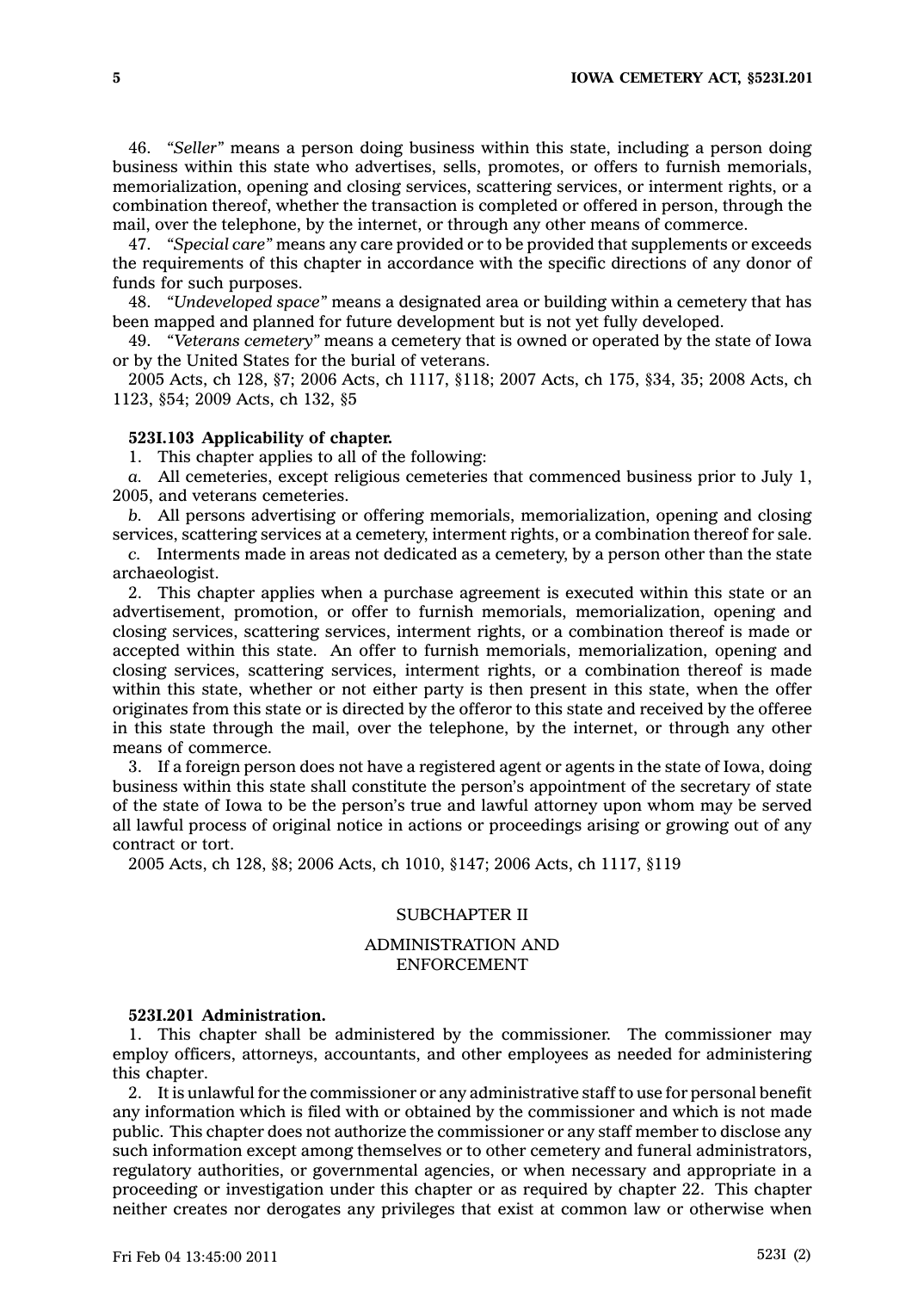46. *"Seller"* means a person doing business within this state, including a person doing business within this state who advertises, sells, promotes, or offers to furnish memorials, memorialization, opening and closing services, scattering services, or interment rights, or a combination thereof, whether the transaction is completed or offered in person, through the mail, over the telephone, by the internet, or through any other means of commerce.

47. *"Special care"* means any care provided or to be provided that supplements or exceeds the requirements of this chapter in accordance with the specific directions of any donor of funds for such purposes.

48. *"Undeveloped space"* means a designated area or building within a cemetery that has been mapped and planned for future development but is not yet fully developed.

49. *"Veterans cemetery"* means a cemetery that is owned or operated by the state of Iowa or by the United States for the burial of veterans.

2005 Acts, ch 128, §7; 2006 Acts, ch 1117, §118; 2007 Acts, ch 175, §34, 35; 2008 Acts, ch 1123, §54; 2009 Acts, ch 132, §5

**523I.103 Applicability of chapter.**

1. This chapter applies to all of the following:

*a.* All cemeteries, except religious cemeteries that commenced business prior to July 1, 2005, and veterans cemeteries.

*b.* All persons advertising or offering memorials, memorialization, opening and closing services, scattering services at a cemetery, interment rights, or a combination thereof for sale.

*c.* Interments made in areas not dedicated as a cemetery, by a person other than the state archaeologist.

2. This chapter applies when a purchase agreement is executed within this state or an advertisement, promotion, or offer to furnish memorials, memorialization, opening and closing services, scattering services, interment rights, or a combination thereof is made or accepted within this state. An offer to furnish memorials, memorialization, opening and closing services, scattering services, interment rights, or a combination thereof is made within this state, whether or not either party is then present in this state, when the offer originates from this state or is directed by the offeror to this state and received by the offeree in this state through the mail, over the telephone, by the internet, or through any other means of commerce.

3. If a foreign person does not have a registered agent or agents in the state of Iowa, doing business within this state shall constitute the person's appointment of the secretary of state of the state of Iowa to be the person's true and lawful attorney upon whom may be served all lawful process of original notice in actions or proceedings arising or growing out of any contract or tort.

2005 Acts, ch 128, §8; 2006 Acts, ch 1010, §147; 2006 Acts, ch 1117, §119

## SUBCHAPTER II

## ADMINISTRATION AND ENFORCEMENT

**523I.201 Administration.**

1. This chapter shall be administered by the commissioner. The commissioner may employ officers, attorneys, accountants, and other employees as needed for administering this chapter.

2. It is unlawful for the commissioner or any administrative staff to use for personal benefit any information which is filed with or obtained by the commissioner and which is not made public. This chapter does not authorize the commissioner or any staff member to disclose any such information except among themselves or to other cemetery and funeral administrators, regulatory authorities, or governmental agencies, or when necessary and appropriate in a proceeding or investigation under this chapter or as required by chapter 22. This chapter neither creates nor derogates any privileges that exist at common law or otherwise when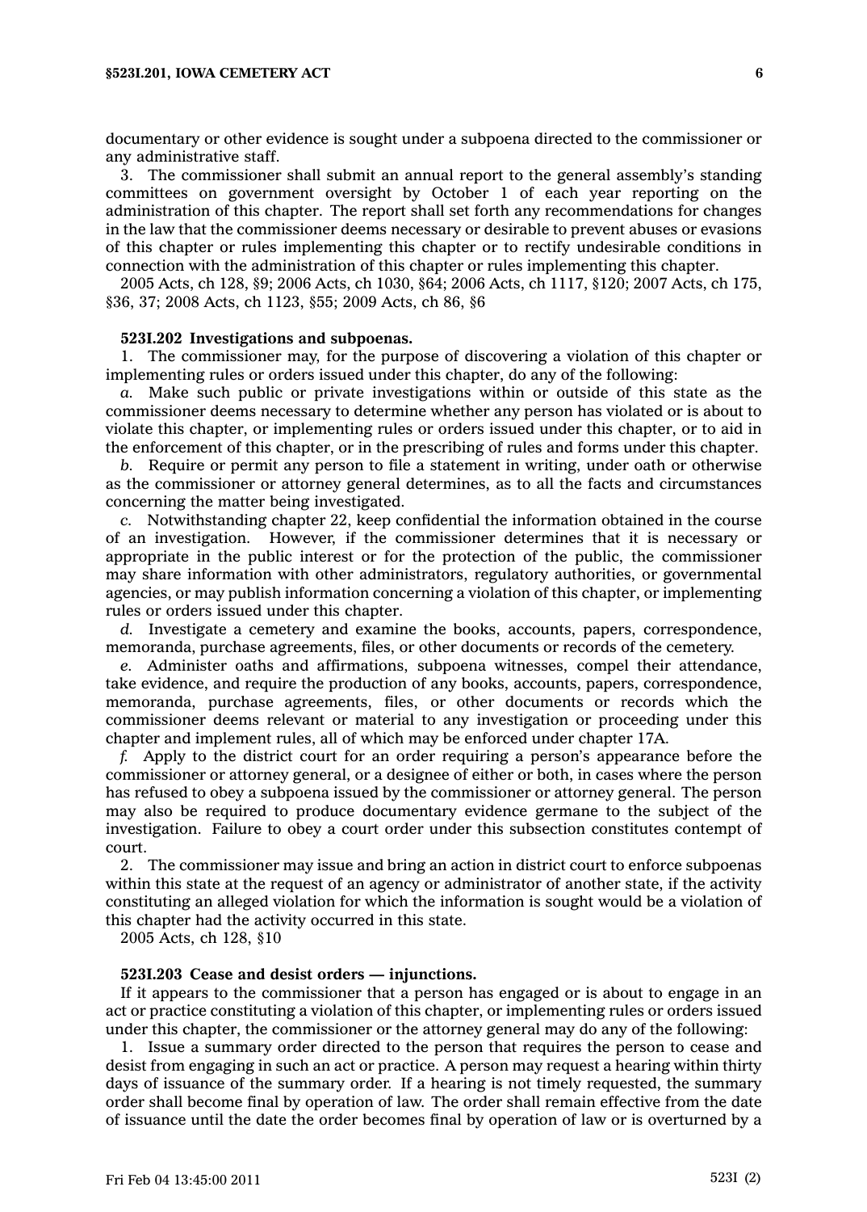documentary or other evidence is sought under a subpoena directed to the commissioner or any administrative staff.

3. The commissioner shall submit an annual report to the general assembly's standing committees on government oversight by October 1 of each year reporting on the administration of this chapter. The report shall set forth any recommendations for changes in the law that the commissioner deems necessary or desirable to prevent abuses or evasions of this chapter or rules implementing this chapter or to rectify undesirable conditions in connection with the administration of this chapter or rules implementing this chapter.

2005 Acts, ch 128, §9; 2006 Acts, ch 1030, §64; 2006 Acts, ch 1117, §120; 2007 Acts, ch 175, §36, 37; 2008 Acts, ch 1123, §55; 2009 Acts, ch 86, §6

**523I.202 Investigations and subpoenas.**

1. The commissioner may, for the purpose of discovering a violation of this chapter or implementing rules or orders issued under this chapter, do any of the following:

*a.* Make such public or private investigations within or outside of this state as the commissioner deems necessary to determine whether any person has violated or is about to violate this chapter, or implementing rules or orders issued under this chapter, or to aid in the enforcement of this chapter, or in the prescribing of rules and forms under this chapter.

*b.* Require or permit any person to file a statement in writing, under oath or otherwise as the commissioner or attorney general determines, as to all the facts and circumstances concerning the matter being investigated.

*c.* Notwithstanding chapter 22, keep confidential the information obtained in the course of an investigation. However, if the commissioner determines that it is necessary or appropriate in the public interest or for the protection of the public, the commissioner may share information with other administrators, regulatory authorities, or governmental agencies, or may publish information concerning a violation of this chapter, or implementing rules or orders issued under this chapter.

*d.* Investigate a cemetery and examine the books, accounts, papers, correspondence, memoranda, purchase agreements, files, or other documents or records of the cemetery.

*e.* Administer oaths and affirmations, subpoena witnesses, compel their attendance, take evidence, and require the production of any books, accounts, papers, correspondence, memoranda, purchase agreements, files, or other documents or records which the commissioner deems relevant or material to any investigation or proceeding under this chapter and implement rules, all of which may be enforced under chapter 17A.

*f.* Apply to the district court for an order requiring a person's appearance before the commissioner or attorney general, or a designee of either or both, in cases where the person has refused to obey a subpoena issued by the commissioner or attorney general. The person may also be required to produce documentary evidence germane to the subject of the investigation. Failure to obey a court order under this subsection constitutes contempt of court.

2. The commissioner may issue and bring an action in district court to enforce subpoenas within this state at the request of an agency or administrator of another state, if the activity constituting an alleged violation for which the information is sought would be a violation of this chapter had the activity occurred in this state.

2005 Acts, ch 128, §10

**523I.203 Cease and desist orders — injunctions.**

If it appears to the commissioner that a person has engaged or is about to engage in an act or practice constituting a violation of this chapter, or implementing rules or orders issued under this chapter, the commissioner or the attorney general may do any of the following:

1. Issue a summary order directed to the person that requires the person to cease and desist from engaging in such an act or practice. A person may request a hearing within thirty days of issuance of the summary order. If a hearing is not timely requested, the summary order shall become final by operation of law. The order shall remain effective from the date of issuance until the date the order becomes final by operation of law or is overturned by a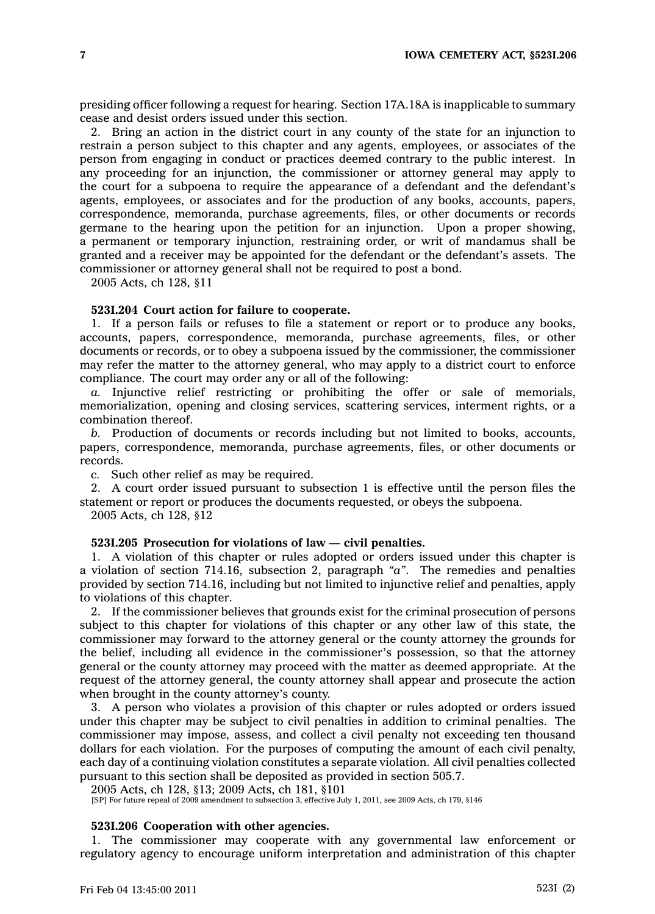presiding officer following a request for hearing. Section 17A.18A is inapplicable to summary cease and desist orders issued under this section.

2. Bring an action in the district court in any county of the state for an injunction to restrain a person subject to this chapter and any agents, employees, or associates of the person from engaging in conduct or practices deemed contrary to the public interest. In any proceeding for an injunction, the commissioner or attorney general may apply to the court for a subpoena to require the appearance of a defendant and the defendant's agents, employees, or associates and for the production of any books, accounts, papers, correspondence, memoranda, purchase agreements, files, or other documents or records germane to the hearing upon the petition for an injunction. Upon a proper showing, a permanent or temporary injunction, restraining order, or writ of mandamus shall be granted and a receiver may be appointed for the defendant or the defendant's assets. The commissioner or attorney general shall not be required to post a bond.

2005 Acts, ch 128, §11

**523I.204 Court action for failure to cooperate.**

1. If a person fails or refuses to file a statement or report or to produce any books, accounts, papers, correspondence, memoranda, purchase agreements, files, or other documents or records, or to obey a subpoena issued by the commissioner, the commissioner may refer the matter to the attorney general, who may apply to a district court to enforce compliance. The court may order any or all of the following:

*a.* Injunctive relief restricting or prohibiting the offer or sale of memorials, memorialization, opening and closing services, scattering services, interment rights, or a combination thereof.

*b.* Production of documents or records including but not limited to books, accounts, papers, correspondence, memoranda, purchase agreements, files, or other documents or records.

*c.* Such other relief as may be required.

2. A court order issued pursuant to subsection 1 is effective until the person files the statement or report or produces the documents requested, or obeys the subpoena.

2005 Acts, ch 128, §12

**523I.205 Prosecution for violations of law — civil penalties.**

1. A violation of this chapter or rules adopted or orders issued under this chapter is a violation of section 714.16, subsection 2, paragraph *"a"*. The remedies and penalties provided by section 714.16, including but not limited to injunctive relief and penalties, apply to violations of this chapter.

2. If the commissioner believes that grounds exist for the criminal prosecution of persons subject to this chapter for violations of this chapter or any other law of this state, the commissioner may forward to the attorney general or the county attorney the grounds for the belief, including all evidence in the commissioner's possession, so that the attorney general or the county attorney may proceed with the matter as deemed appropriate. At the request of the attorney general, the county attorney shall appear and prosecute the action when brought in the county attorney's county.

3. A person who violates a provision of this chapter or rules adopted or orders issued under this chapter may be subject to civil penalties in addition to criminal penalties. The commissioner may impose, assess, and collect a civil penalty not exceeding ten thousand dollars for each violation. For the purposes of computing the amount of each civil penalty, each day of a continuing violation constitutes a separate violation. All civil penalties collected pursuant to this section shall be deposited as provided in section 505.7.

2005 Acts, ch 128, §13; 2009 Acts, ch 181, §101

[SP] For future repeal of 2009 amendment to subsection 3, effective July 1, 2011, see 2009 Acts, ch 179, §146

**523I.206 Cooperation with other agencies.**

1. The commissioner may cooperate with any governmental law enforcement or regulatory agency to encourage uniform interpretation and administration of this chapter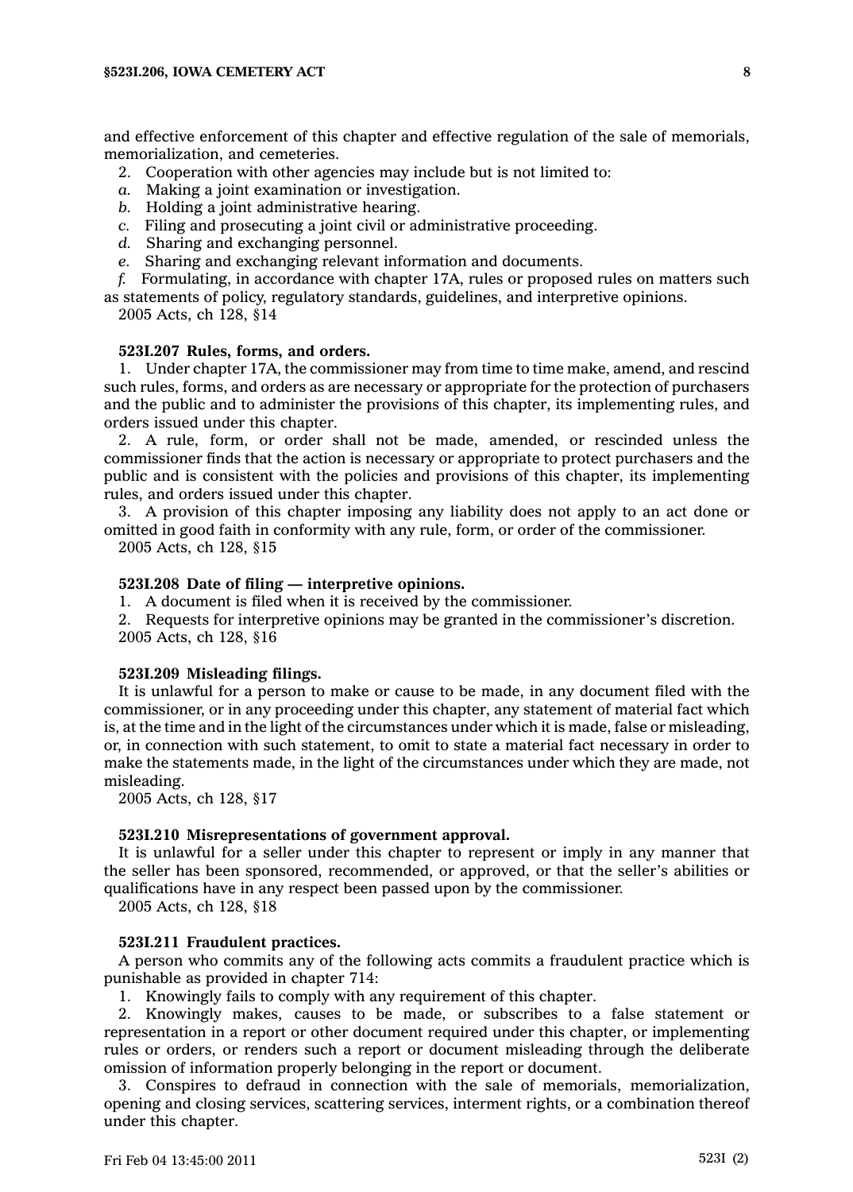and effective enforcement of this chapter and effective regulation of the sale of memorials, memorialization, and cemeteries.

2. Cooperation with other agencies may include but is not limited to:

*a.* Making a joint examination or investigation.

*b.* Holding a joint administrative hearing.

*c.* Filing and prosecuting a joint civil or administrative proceeding.

*d.* Sharing and exchanging personnel.

*e.* Sharing and exchanging relevant information and documents.

*f.* Formulating, in accordance with chapter 17A, rules or proposed rules on matters such as statements of policy, regulatory standards, guidelines, and interpretive opinions.

2005 Acts, ch 128, §14

**523I.207 Rules, forms, and orders.**

1. Under chapter 17A, the commissioner may from time to time make, amend, and rescind such rules, forms, and orders as are necessary or appropriate for the protection of purchasers and the public and to administer the provisions of this chapter, its implementing rules, and orders issued under this chapter.

2. A rule, form, or order shall not be made, amended, or rescinded unless the commissioner finds that the action is necessary or appropriate to protect purchasers and the public and is consistent with the policies and provisions of this chapter, its implementing rules, and orders issued under this chapter.

3. A provision of this chapter imposing any liability does not apply to an act done or omitted in good faith in conformity with any rule, form, or order of the commissioner.

2005 Acts, ch 128, §15

**523I.208 Date of filing — interpretive opinions.**

1. A document is filed when it is received by the commissioner.

2. Requests for interpretive opinions may be granted in the commissioner's discretion.

2005 Acts, ch 128, §16

**523I.209 Misleading filings.**

It is unlawful for a person to make or cause to be made, in any document filed with the commissioner, or in any proceeding under this chapter, any statement of material fact which is, at the time and in the light of the circumstances under which it is made, false or misleading, or, in connection with such statement, to omit to state a material fact necessary in order to make the statements made, in the light of the circumstances under which they are made, not misleading.

2005 Acts, ch 128, §17

**523I.210 Misrepresentations of government approval.**

It is unlawful for a seller under this chapter to represent or imply in any manner that the seller has been sponsored, recommended, or approved, or that the seller's abilities or qualifications have in any respect been passed upon by the commissioner.

2005 Acts, ch 128, §18

**523I.211 Fraudulent practices.**

A person who commits any of the following acts commits a fraudulent practice which is punishable as provided in chapter 714:

1. Knowingly fails to comply with any requirement of this chapter.

2. Knowingly makes, causes to be made, or subscribes to a false statement or representation in a report or other document required under this chapter, or implementing rules or orders, or renders such a report or document misleading through the deliberate omission of information properly belonging in the report or document.

3. Conspires to defraud in connection with the sale of memorials, memorialization, opening and closing services, scattering services, interment rights, or a combination thereof under this chapter.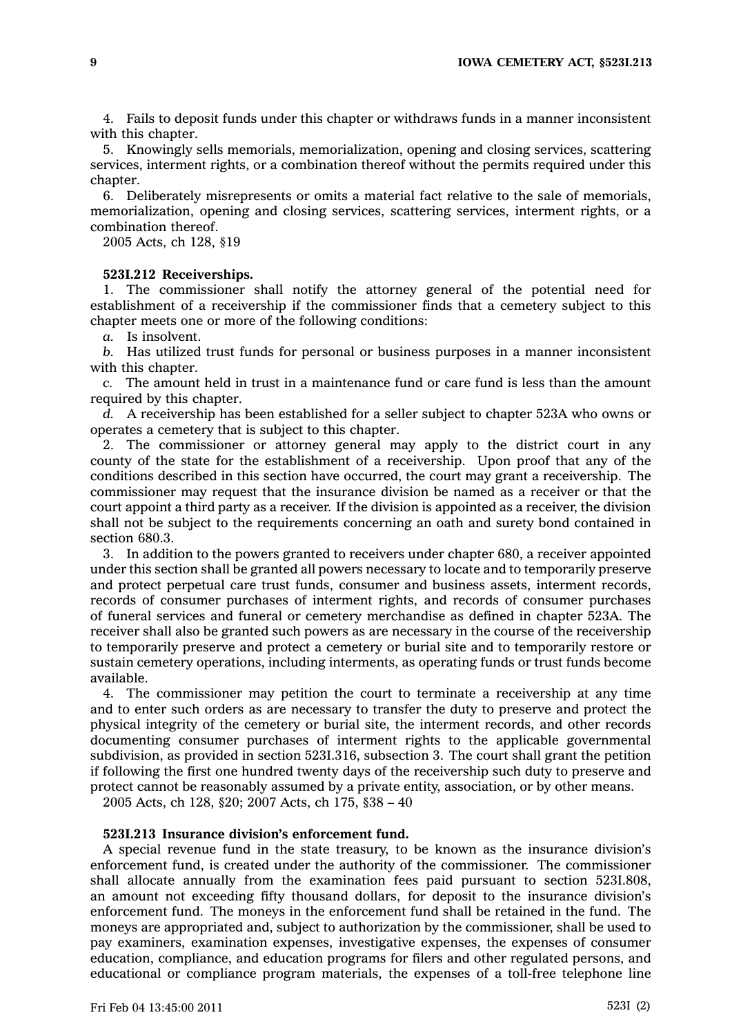4. Fails to deposit funds under this chapter or withdraws funds in a manner inconsistent with this chapter.

5. Knowingly sells memorials, memorialization, opening and closing services, scattering services, interment rights, or a combination thereof without the permits required under this chapter.

6. Deliberately misrepresents or omits a material fact relative to the sale of memorials, memorialization, opening and closing services, scattering services, interment rights, or a combination thereof.

2005 Acts, ch 128, §19

**523I.212 Receiverships.**

1. The commissioner shall notify the attorney general of the potential need for establishment of a receivership if the commissioner finds that a cemetery subject to this chapter meets one or more of the following conditions:

*a.* Is insolvent.

*b.* Has utilized trust funds for personal or business purposes in a manner inconsistent with this chapter.

*c.* The amount held in trust in a maintenance fund or care fund is less than the amount required by this chapter.

*d.* A receivership has been established for a seller subject to chapter 523A who owns or operates a cemetery that is subject to this chapter.

2. The commissioner or attorney general may apply to the district court in any county of the state for the establishment of a receivership. Upon proof that any of the conditions described in this section have occurred, the court may grant a receivership. The commissioner may request that the insurance division be named as a receiver or that the court appoint a third party as a receiver. If the division is appointed as a receiver, the division shall not be subject to the requirements concerning an oath and surety bond contained in section 680.3.

3. In addition to the powers granted to receivers under chapter 680, a receiver appointed under this section shall be granted all powers necessary to locate and to temporarily preserve and protect perpetual care trust funds, consumer and business assets, interment records, records of consumer purchases of interment rights, and records of consumer purchases of funeral services and funeral or cemetery merchandise as defined in chapter 523A. The receiver shall also be granted such powers as are necessary in the course of the receivership to temporarily preserve and protect a cemetery or burial site and to temporarily restore or sustain cemetery operations, including interments, as operating funds or trust funds become available.

4. The commissioner may petition the court to terminate a receivership at any time and to enter such orders as are necessary to transfer the duty to preserve and protect the physical integrity of the cemetery or burial site, the interment records, and other records documenting consumer purchases of interment rights to the applicable governmental subdivision, as provided in section 523I.316, subsection 3. The court shall grant the petition if following the first one hundred twenty days of the receivership such duty to preserve and protect cannot be reasonably assumed by a private entity, association, or by other means.

2005 Acts, ch 128, §20; 2007 Acts, ch 175, §38 – 40

**523I.213 Insurance division's enforcement fund.**

A special revenue fund in the state treasury, to be known as the insurance division's enforcement fund, is created under the authority of the commissioner. The commissioner shall allocate annually from the examination fees paid pursuant to section 523I.808, an amount not exceeding fifty thousand dollars, for deposit to the insurance division's enforcement fund. The moneys in the enforcement fund shall be retained in the fund. The moneys are appropriated and, subject to authorization by the commissioner, shall be used to pay examiners, examination expenses, investigative expenses, the expenses of consumer education, compliance, and education programs for filers and other regulated persons, and educational or compliance program materials, the expenses of a toll-free telephone line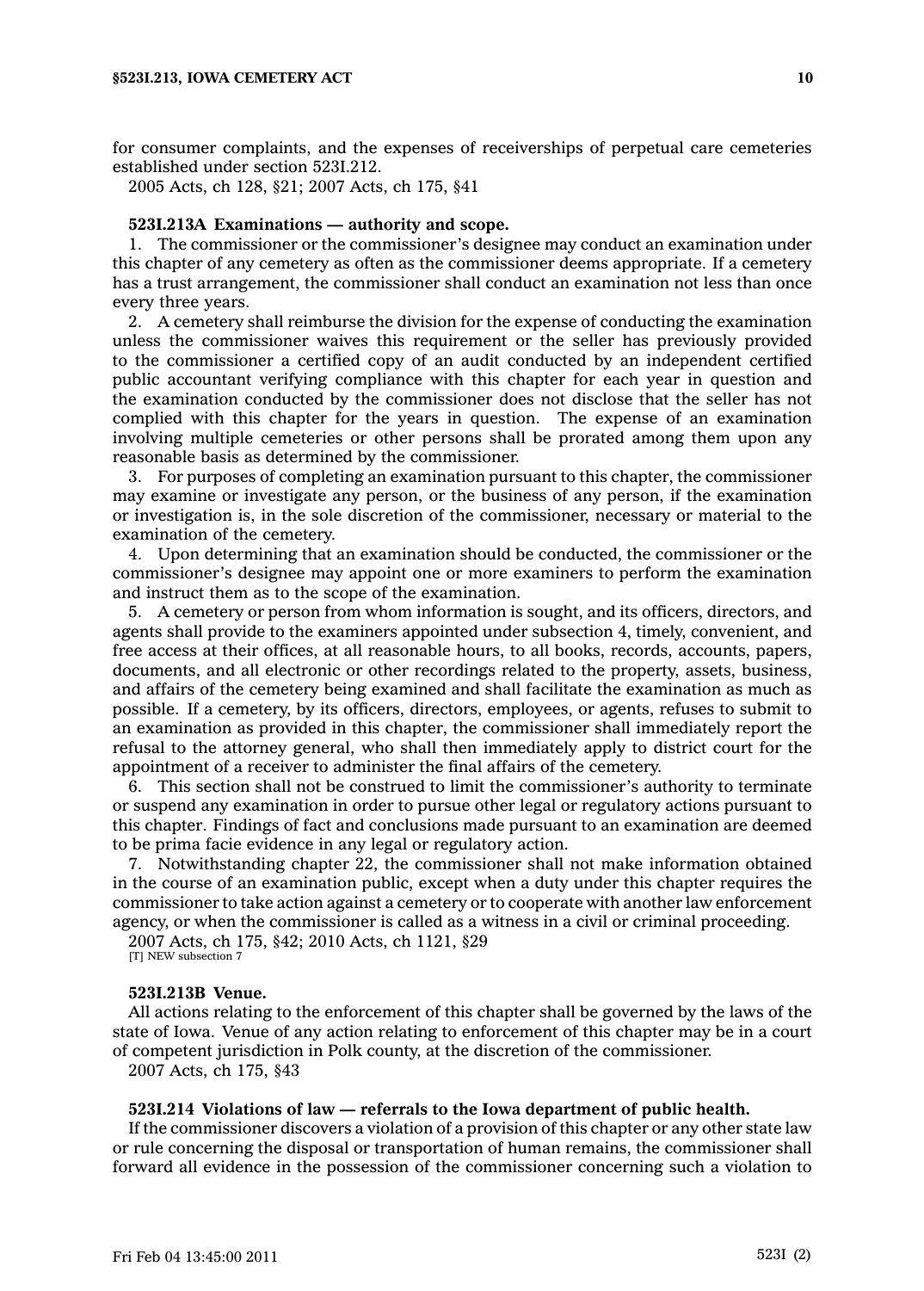for consumer complaints, and the expenses of receiverships of perpetual care cemeteries established under section 523I.212.

2005 Acts, ch 128, §21; 2007 Acts, ch 175, §41

**523I.213A Examinations — authority and scope.**

1. The commissioner or the commissioner's designee may conduct an examination under this chapter of any cemetery as often as the commissioner deems appropriate. If a cemetery has a trust arrangement, the commissioner shall conduct an examination not less than once every three years.

2. A cemetery shall reimburse the division for the expense of conducting the examination unless the commissioner waives this requirement or the seller has previously provided to the commissioner a certified copy of an audit conducted by an independent certified public accountant verifying compliance with this chapter for each year in question and the examination conducted by the commissioner does not disclose that the seller has not complied with this chapter for the years in question. The expense of an examination involving multiple cemeteries or other persons shall be prorated among them upon any reasonable basis as determined by the commissioner.

3. For purposes of completing an examination pursuant to this chapter, the commissioner may examine or investigate any person, or the business of any person, if the examination or investigation is, in the sole discretion of the commissioner, necessary or material to the examination of the cemetery.

4. Upon determining that an examination should be conducted, the commissioner or the commissioner's designee may appoint one or more examiners to perform the examination and instruct them as to the scope of the examination.

5. A cemetery or person from whom information is sought, and its officers, directors, and agents shall provide to the examiners appointed under subsection 4, timely, convenient, and free access at their offices, at all reasonable hours, to all books, records, accounts, papers, documents, and all electronic or other recordings related to the property, assets, business, and affairs of the cemetery being examined and shall facilitate the examination as much as possible. If a cemetery, by its officers, directors, employees, or agents, refuses to submit to an examination as provided in this chapter, the commissioner shall immediately report the refusal to the attorney general, who shall then immediately apply to district court for the appointment of a receiver to administer the final affairs of the cemetery.

6. This section shall not be construed to limit the commissioner's authority to terminate or suspend any examination in order to pursue other legal or regulatory actions pursuant to this chapter. Findings of fact and conclusions made pursuant to an examination are deemed to be prima facie evidence in any legal or regulatory action.

7. Notwithstanding chapter 22, the commissioner shall not make information obtained in the course of an examination public, except when a duty under this chapter requires the commissioner to take action against a cemetery or to cooperate with another law enforcement agency, or when the commissioner is called as a witness in a civil or criminal proceeding.

2007 Acts, ch 175, §42; 2010 Acts, ch 1121, §29
[T] NEW subsection 7

**523I.213B Venue.**

All actions relating to the enforcement of this chapter shall be governed by the laws of the state of Iowa. Venue of any action relating to enforcement of this chapter may be in a court of competent jurisdiction in Polk county, at the discretion of the commissioner.

2007 Acts, ch 175, §43

**523I.214 Violations of law — referrals to the Iowa department of public health.**

If the commissioner discovers a violation of a provision of this chapter or any other state law or rule concerning the disposal or transportation of human remains, the commissioner shall forward all evidence in the possession of the commissioner concerning such a violation to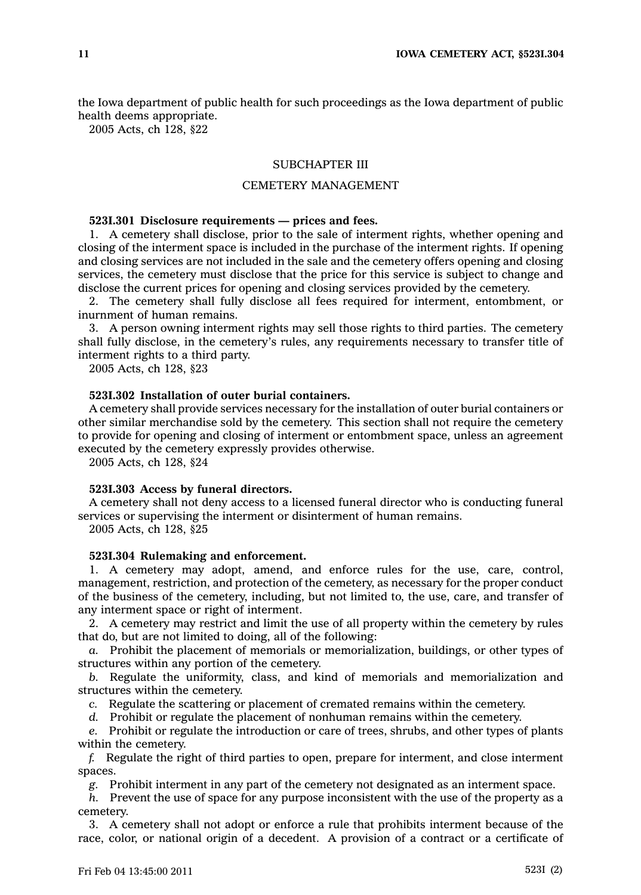the Iowa department of public health for such proceedings as the Iowa department of public health deems appropriate.

2005 Acts, ch 128, §22

## SUBCHAPTER III

## CEMETERY MANAGEMENT

**523I.301 Disclosure requirements — prices and fees.**

1. A cemetery shall disclose, prior to the sale of interment rights, whether opening and closing of the interment space is included in the purchase of the interment rights. If opening and closing services are not included in the sale and the cemetery offers opening and closing services, the cemetery must disclose that the price for this service is subject to change and disclose the current prices for opening and closing services provided by the cemetery.

2. The cemetery shall fully disclose all fees required for interment, entombment, or inurnment of human remains.

3. A person owning interment rights may sell those rights to third parties. The cemetery shall fully disclose, in the cemetery's rules, any requirements necessary to transfer title of interment rights to a third party.

2005 Acts, ch 128, §23

**523I.302 Installation of outer burial containers.**

A cemetery shall provide services necessary for the installation of outer burial containers or other similar merchandise sold by the cemetery. This section shall not require the cemetery to provide for opening and closing of interment or entombment space, unless an agreement executed by the cemetery expressly provides otherwise.

2005 Acts, ch 128, §24

**523I.303 Access by funeral directors.**

A cemetery shall not deny access to a licensed funeral director who is conducting funeral services or supervising the interment or disinterment of human remains.

2005 Acts, ch 128, §25

**523I.304 Rulemaking and enforcement.**

1. A cemetery may adopt, amend, and enforce rules for the use, care, control, management, restriction, and protection of the cemetery, as necessary for the proper conduct of the business of the cemetery, including, but not limited to, the use, care, and transfer of any interment space or right of interment.

2. A cemetery may restrict and limit the use of all property within the cemetery by rules that do, but are not limited to doing, all of the following:

*a.* Prohibit the placement of memorials or memorialization, buildings, or other types of structures within any portion of the cemetery.

*b.* Regulate the uniformity, class, and kind of memorials and memorialization and structures within the cemetery.

*c.* Regulate the scattering or placement of cremated remains within the cemetery.

*d.* Prohibit or regulate the placement of nonhuman remains within the cemetery.

*e.* Prohibit or regulate the introduction or care of trees, shrubs, and other types of plants within the cemetery.

*f.* Regulate the right of third parties to open, prepare for interment, and close interment spaces.

*g.* Prohibit interment in any part of the cemetery not designated as an interment space.

*h.* Prevent the use of space for any purpose inconsistent with the use of the property as a cemetery.

3. A cemetery shall not adopt or enforce a rule that prohibits interment because of the race, color, or national origin of a decedent. A provision of a contract or a certificate of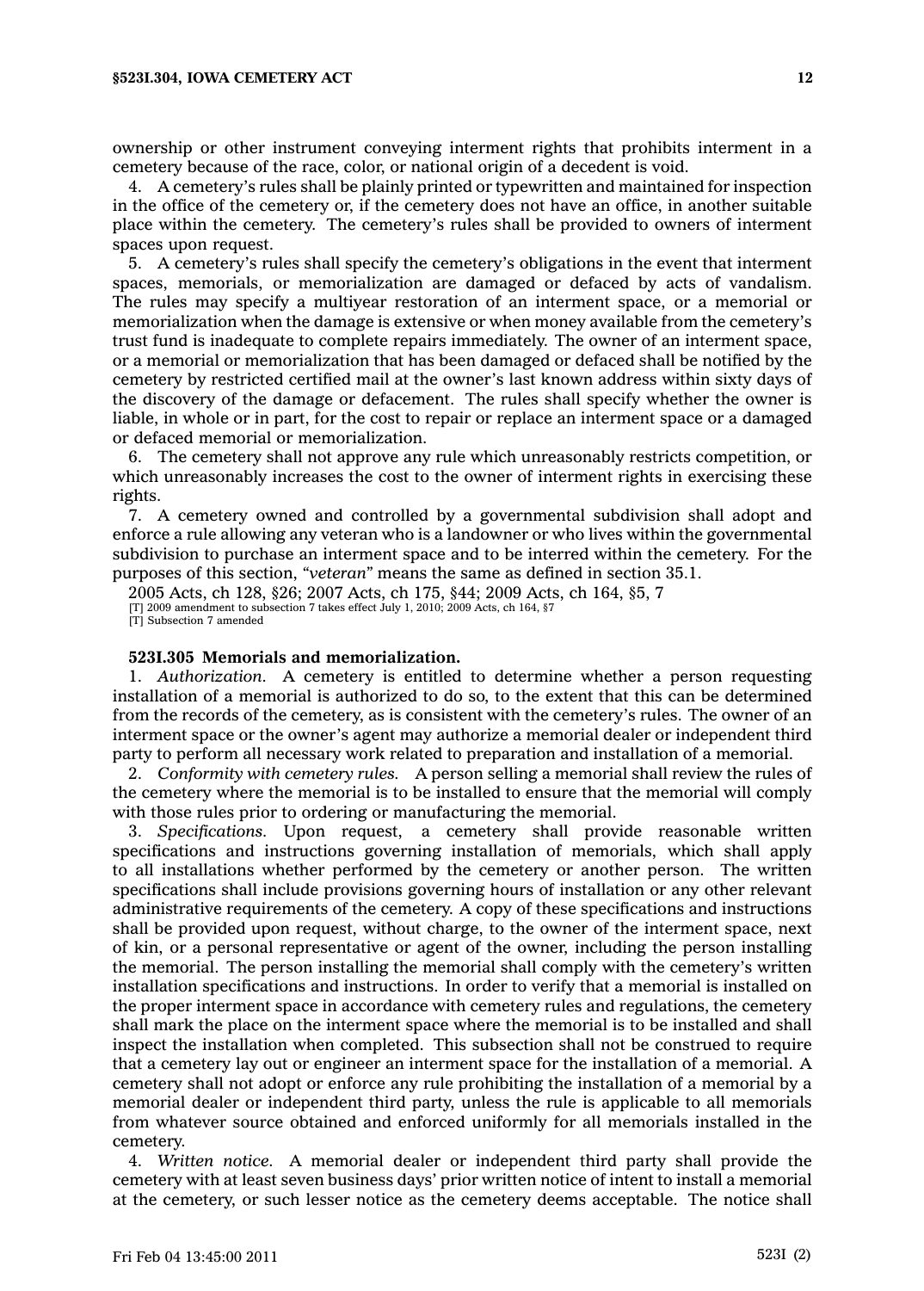ownership or other instrument conveying interment rights that prohibits interment in a cemetery because of the race, color, or national origin of a decedent is void.

4. A cemetery's rules shall be plainly printed or typewritten and maintained for inspection in the office of the cemetery or, if the cemetery does not have an office, in another suitable place within the cemetery. The cemetery's rules shall be provided to owners of interment spaces upon request.

5. A cemetery's rules shall specify the cemetery's obligations in the event that interment spaces, memorials, or memorialization are damaged or defaced by acts of vandalism. The rules may specify a multiyear restoration of an interment space, or a memorial or memorialization when the damage is extensive or when money available from the cemetery's trust fund is inadequate to complete repairs immediately. The owner of an interment space, or a memorial or memorialization that has been damaged or defaced shall be notified by the cemetery by restricted certified mail at the owner's last known address within sixty days of the discovery of the damage or defacement. The rules shall specify whether the owner is liable, in whole or in part, for the cost to repair or replace an interment space or a damaged or defaced memorial or memorialization.

6. The cemetery shall not approve any rule which unreasonably restricts competition, or which unreasonably increases the cost to the owner of interment rights in exercising these rights.

7. A cemetery owned and controlled by a governmental subdivision shall adopt and enforce a rule allowing any veteran who is a landowner or who lives within the governmental subdivision to purchase an interment space and to be interred within the cemetery. For the purposes of this section, *"veteran"* means the same as defined in section 35.1.

2005 Acts, ch 128, §26; 2007 Acts, ch 175, §44; 2009 Acts, ch 164, §5, 7
[T] 2009 amendment to subsection 7 takes effect July 1, 2010; 2009 Acts, ch 164, §7
[T] Subsection 7 amended

### 523I.305 Memorials and memorialization.

1. *Authorization.* A cemetery is entitled to determine whether a person requesting installation of a memorial is authorized to do so, to the extent that this can be determined from the records of the cemetery, as is consistent with the cemetery's rules. The owner of an interment space or the owner's agent may authorize a memorial dealer or independent third party to perform all necessary work related to preparation and installation of a memorial.

2. *Conformity with cemetery rules.* A person selling a memorial shall review the rules of the cemetery where the memorial is to be installed to ensure that the memorial will comply with those rules prior to ordering or manufacturing the memorial.

3. *Specifications.* Upon request, a cemetery shall provide reasonable written specifications and instructions governing installation of memorials, which shall apply to all installations whether performed by the cemetery or another person. The written specifications shall include provisions governing hours of installation or any other relevant administrative requirements of the cemetery. A copy of these specifications and instructions shall be provided upon request, without charge, to the owner of the interment space, next of kin, or a personal representative or agent of the owner, including the person installing the memorial. The person installing the memorial shall comply with the cemetery's written installation specifications and instructions. In order to verify that a memorial is installed on the proper interment space in accordance with cemetery rules and regulations, the cemetery shall mark the place on the interment space where the memorial is to be installed and shall inspect the installation when completed. This subsection shall not be construed to require that a cemetery lay out or engineer an interment space for the installation of a memorial. A cemetery shall not adopt or enforce any rule prohibiting the installation of a memorial by a memorial dealer or independent third party, unless the rule is applicable to all memorials from whatever source obtained and enforced uniformly for all memorials installed in the cemetery.

4. *Written notice.* A memorial dealer or independent third party shall provide the cemetery with at least seven business days' prior written notice of intent to install a memorial at the cemetery, or such lesser notice as the cemetery deems acceptable. The notice shall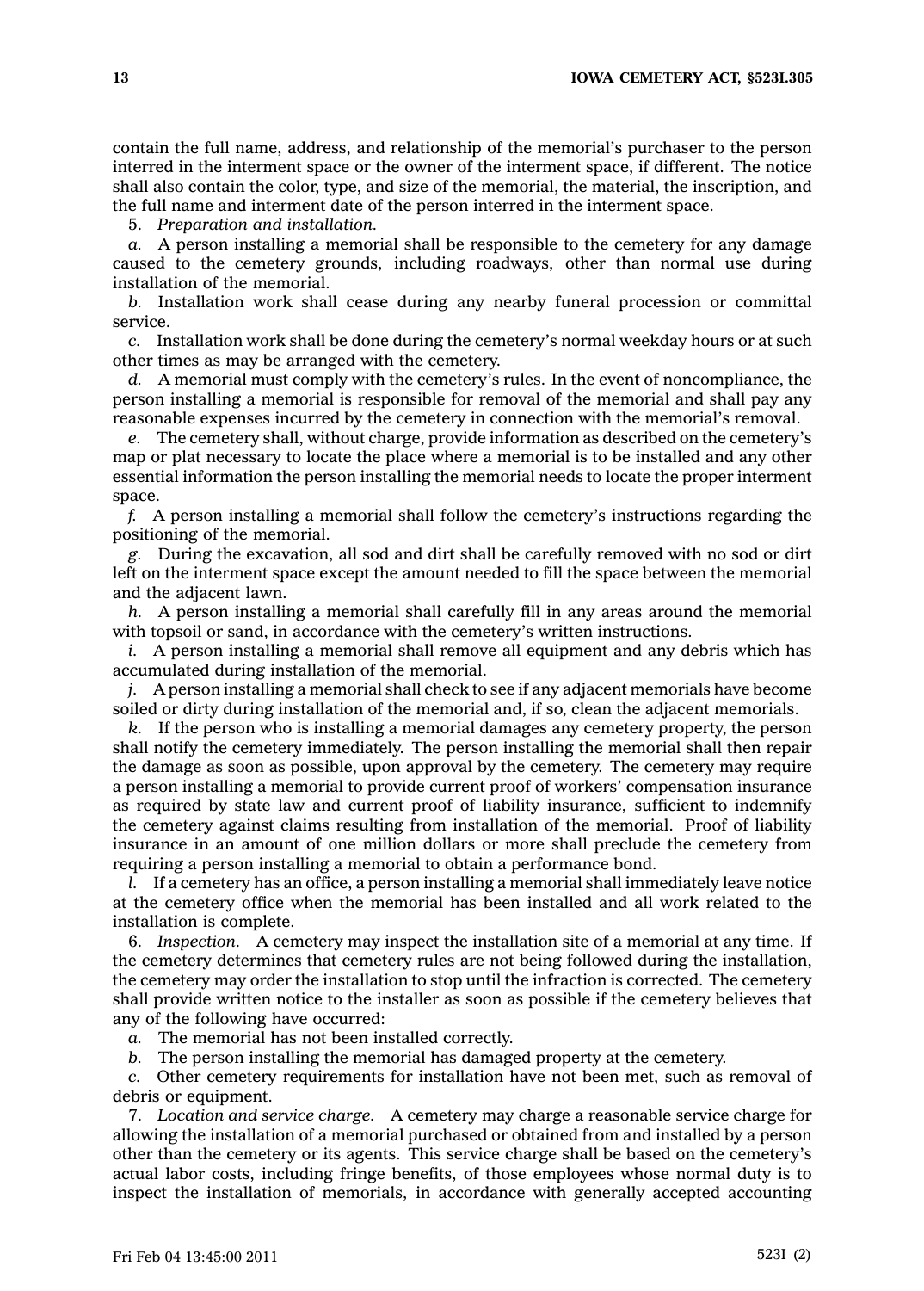contain the full name, address, and relationship of the memorial's purchaser to the person interred in the interment space or the owner of the interment space, if different. The notice shall also contain the color, type, and size of the memorial, the material, the inscription, and the full name and interment date of the person interred in the interment space.

5. *Preparation and installation.*

*a.* A person installing a memorial shall be responsible to the cemetery for any damage caused to the cemetery grounds, including roadways, other than normal use during installation of the memorial.

*b.* Installation work shall cease during any nearby funeral procession or committal service.

*c.* Installation work shall be done during the cemetery's normal weekday hours or at such other times as may be arranged with the cemetery.

*d.* A memorial must comply with the cemetery's rules. In the event of noncompliance, the person installing a memorial is responsible for removal of the memorial and shall pay any reasonable expenses incurred by the cemetery in connection with the memorial's removal.

*e.* The cemetery shall, without charge, provide information as described on the cemetery's map or plat necessary to locate the place where a memorial is to be installed and any other essential information the person installing the memorial needs to locate the proper interment space.

*f.* A person installing a memorial shall follow the cemetery's instructions regarding the positioning of the memorial.

*g.* During the excavation, all sod and dirt shall be carefully removed with no sod or dirt left on the interment space except the amount needed to fill the space between the memorial and the adjacent lawn.

*h.* A person installing a memorial shall carefully fill in any areas around the memorial with topsoil or sand, in accordance with the cemetery's written instructions.

*i.* A person installing a memorial shall remove all equipment and any debris which has accumulated during installation of the memorial.

*j.* A person installing a memorial shall check to see if any adjacent memorials have become soiled or dirty during installation of the memorial and, if so, clean the adjacent memorials.

*k.* If the person who is installing a memorial damages any cemetery property, the person shall notify the cemetery immediately. The person installing the memorial shall then repair the damage as soon as possible, upon approval by the cemetery. The cemetery may require a person installing a memorial to provide current proof of workers' compensation insurance as required by state law and current proof of liability insurance, sufficient to indemnify the cemetery against claims resulting from installation of the memorial. Proof of liability insurance in an amount of one million dollars or more shall preclude the cemetery from requiring a person installing a memorial to obtain a performance bond.

*l.* If a cemetery has an office, a person installing a memorial shall immediately leave notice at the cemetery office when the memorial has been installed and all work related to the installation is complete.

6. *Inspection.* A cemetery may inspect the installation site of a memorial at any time. If the cemetery determines that cemetery rules are not being followed during the installation, the cemetery may order the installation to stop until the infraction is corrected. The cemetery shall provide written notice to the installer as soon as possible if the cemetery believes that any of the following have occurred:

*a.* The memorial has not been installed correctly.

*b.* The person installing the memorial has damaged property at the cemetery.

*c.* Other cemetery requirements for installation have not been met, such as removal of debris or equipment.

7. *Location and service charge.* A cemetery may charge a reasonable service charge for allowing the installation of a memorial purchased or obtained from and installed by a person other than the cemetery or its agents. This service charge shall be based on the cemetery's actual labor costs, including fringe benefits, of those employees whose normal duty is to inspect the installation of memorials, in accordance with generally accepted accounting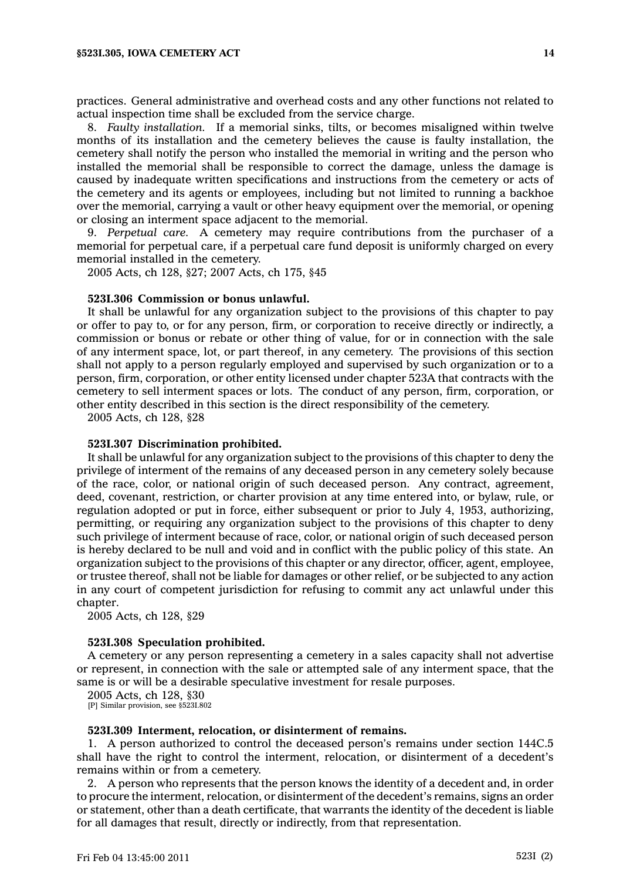practices. General administrative and overhead costs and any other functions not related to actual inspection time shall be excluded from the service charge.

8. *Faulty installation.* If a memorial sinks, tilts, or becomes misaligned within twelve months of its installation and the cemetery believes the cause is faulty installation, the cemetery shall notify the person who installed the memorial in writing and the person who installed the memorial shall be responsible to correct the damage, unless the damage is caused by inadequate written specifications and instructions from the cemetery or acts of the cemetery and its agents or employees, including but not limited to running a backhoe over the memorial, carrying a vault or other heavy equipment over the memorial, or opening or closing an interment space adjacent to the memorial.

9. *Perpetual care.* A cemetery may require contributions from the purchaser of a memorial for perpetual care, if a perpetual care fund deposit is uniformly charged on every memorial installed in the cemetery.

2005 Acts, ch 128, §27; 2007 Acts, ch 175, §45

**523I.306 Commission or bonus unlawful.**

It shall be unlawful for any organization subject to the provisions of this chapter to pay or offer to pay to, or for any person, firm, or corporation to receive directly or indirectly, a commission or bonus or rebate or other thing of value, for or in connection with the sale of any interment space, lot, or part thereof, in any cemetery. The provisions of this section shall not apply to a person regularly employed and supervised by such organization or to a person, firm, corporation, or other entity licensed under chapter 523A that contracts with the cemetery to sell interment spaces or lots. The conduct of any person, firm, corporation, or other entity described in this section is the direct responsibility of the cemetery.

2005 Acts, ch 128, §28

**523I.307 Discrimination prohibited.**

It shall be unlawful for any organization subject to the provisions of this chapter to deny the privilege of interment of the remains of any deceased person in any cemetery solely because of the race, color, or national origin of such deceased person. Any contract, agreement, deed, covenant, restriction, or charter provision at any time entered into, or bylaw, rule, or regulation adopted or put in force, either subsequent or prior to July 4, 1953, authorizing, permitting, or requiring any organization subject to the provisions of this chapter to deny such privilege of interment because of race, color, or national origin of such deceased person is hereby declared to be null and void and in conflict with the public policy of this state. An organization subject to the provisions of this chapter or any director, officer, agent, employee, or trustee thereof, shall not be liable for damages or other relief, or be subjected to any action in any court of competent jurisdiction for refusing to commit any act unlawful under this chapter.

2005 Acts, ch 128, §29

**523I.308 Speculation prohibited.**

A cemetery or any person representing a cemetery in a sales capacity shall not advertise or represent, in connection with the sale or attempted sale of any interment space, that the same is or will be a desirable speculative investment for resale purposes.

2005 Acts, ch 128, §30
[P] Similar provision, see §523I.802

**523I.309 Interment, relocation, or disinterment of remains.**

1. A person authorized to control the deceased person's remains under section 144C.5 shall have the right to control the interment, relocation, or disinterment of a decedent's remains within or from a cemetery.

2. A person who represents that the person knows the identity of a decedent and, in order to procure the interment, relocation, or disinterment of the decedent's remains, signs an order or statement, other than a death certificate, that warrants the identity of the decedent is liable for all damages that result, directly or indirectly, from that representation.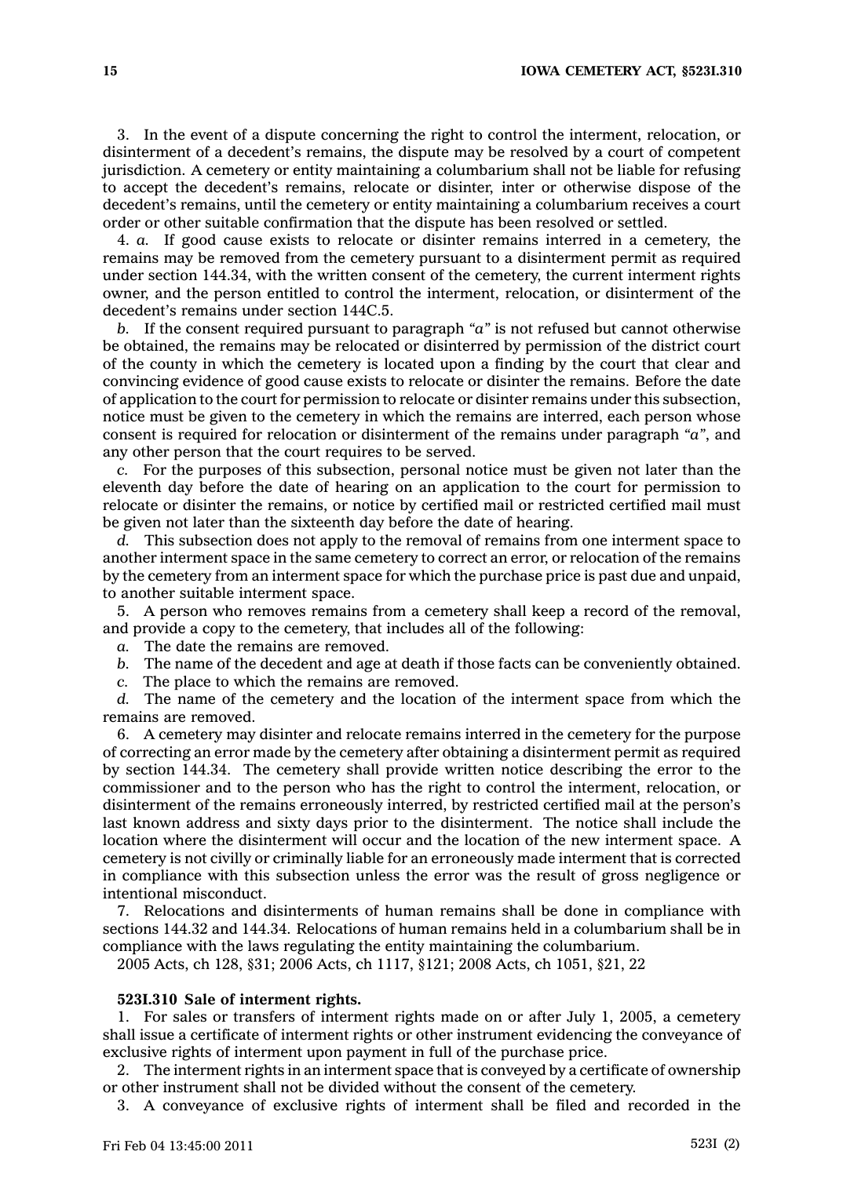3. In the event of a dispute concerning the right to control the interment, relocation, or disinterment of a decedent's remains, the dispute may be resolved by a court of competent jurisdiction. A cemetery or entity maintaining a columbarium shall not be liable for refusing to accept the decedent's remains, relocate or disinter, inter or otherwise dispose of the decedent's remains, until the cemetery or entity maintaining a columbarium receives a court order or other suitable confirmation that the dispute has been resolved or settled.

4. *a.* If good cause exists to relocate or disinter remains interred in a cemetery, the remains may be removed from the cemetery pursuant to a disinterment permit as required under section 144.34, with the written consent of the cemetery, the current interment rights owner, and the person entitled to control the interment, relocation, or disinterment of the decedent's remains under section 144C.5.

*b.* If the consent required pursuant to paragraph *"a"* is not refused but cannot otherwise be obtained, the remains may be relocated or disinterred by permission of the district court of the county in which the cemetery is located upon a finding by the court that clear and convincing evidence of good cause exists to relocate or disinter the remains. Before the date of application to the court for permission to relocate or disinter remains under this subsection, notice must be given to the cemetery in which the remains are interred, each person whose consent is required for relocation or disinterment of the remains under paragraph *"a"*, and any other person that the court requires to be served.

*c.* For the purposes of this subsection, personal notice must be given not later than the eleventh day before the date of hearing on an application to the court for permission to relocate or disinter the remains, or notice by certified mail or restricted certified mail must be given not later than the sixteenth day before the date of hearing.

*d.* This subsection does not apply to the removal of remains from one interment space to another interment space in the same cemetery to correct an error, or relocation of the remains by the cemetery from an interment space for which the purchase price is past due and unpaid, to another suitable interment space.

5. A person who removes remains from a cemetery shall keep a record of the removal, and provide a copy to the cemetery, that includes all of the following:

*a.* The date the remains are removed.

*b.* The name of the decedent and age at death if those facts can be conveniently obtained.

*c.* The place to which the remains are removed.

*d.* The name of the cemetery and the location of the interment space from which the remains are removed.

6. A cemetery may disinter and relocate remains interred in the cemetery for the purpose of correcting an error made by the cemetery after obtaining a disinterment permit as required by section 144.34. The cemetery shall provide written notice describing the error to the commissioner and to the person who has the right to control the interment, relocation, or disinterment of the remains erroneously interred, by restricted certified mail at the person's last known address and sixty days prior to the disinterment. The notice shall include the location where the disinterment will occur and the location of the new interment space. A cemetery is not civilly or criminally liable for an erroneously made interment that is corrected in compliance with this subsection unless the error was the result of gross negligence or intentional misconduct.

7. Relocations and disinterments of human remains shall be done in compliance with sections 144.32 and 144.34. Relocations of human remains held in a columbarium shall be in compliance with the laws regulating the entity maintaining the columbarium.

2005 Acts, ch 128, §31; 2006 Acts, ch 1117, §121; 2008 Acts, ch 1051, §21, 22

**523I.310 Sale of interment rights.**

1. For sales or transfers of interment rights made on or after July 1, 2005, a cemetery shall issue a certificate of interment rights or other instrument evidencing the conveyance of exclusive rights of interment upon payment in full of the purchase price.

2. The interment rights in an interment space that is conveyed by a certificate of ownership or other instrument shall not be divided without the consent of the cemetery.

3. A conveyance of exclusive rights of interment shall be filed and recorded in the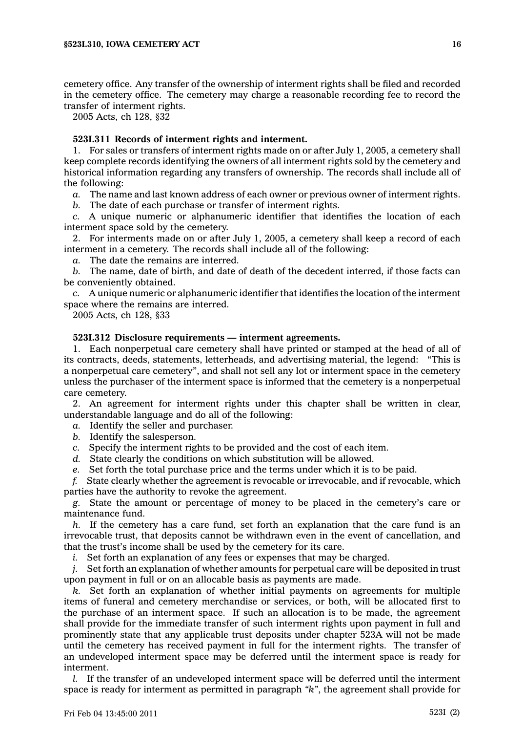cemetery office. Any transfer of the ownership of interment rights shall be filed and recorded in the cemetery office. The cemetery may charge a reasonable recording fee to record the transfer of interment rights.

2005 Acts, ch 128, §32

**523I.311 Records of interment rights and interment.**

1. For sales or transfers of interment rights made on or after July 1, 2005, a cemetery shall keep complete records identifying the owners of all interment rights sold by the cemetery and historical information regarding any transfers of ownership. The records shall include all of the following:

*a.* The name and last known address of each owner or previous owner of interment rights.

*b.* The date of each purchase or transfer of interment rights.

*c.* A unique numeric or alphanumeric identifier that identifies the location of each interment space sold by the cemetery.

2. For interments made on or after July 1, 2005, a cemetery shall keep a record of each interment in a cemetery. The records shall include all of the following:

*a.* The date the remains are interred.

*b.* The name, date of birth, and date of death of the decedent interred, if those facts can be conveniently obtained.

*c.* A unique numeric or alphanumeric identifier that identifies the location of the interment space where the remains are interred.

2005 Acts, ch 128, §33

**523I.312 Disclosure requirements — interment agreements.**

1. Each nonperpetual care cemetery shall have printed or stamped at the head of all of its contracts, deeds, statements, letterheads, and advertising material, the legend: "This is a nonperpetual care cemetery", and shall not sell any lot or interment space in the cemetery unless the purchaser of the interment space is informed that the cemetery is a nonperpetual care cemetery.

2. An agreement for interment rights under this chapter shall be written in clear, understandable language and do all of the following:

*a.* Identify the seller and purchaser.

*b.* Identify the salesperson.

*c.* Specify the interment rights to be provided and the cost of each item.

*d.* State clearly the conditions on which substitution will be allowed.

*e.* Set forth the total purchase price and the terms under which it is to be paid.

*f.* State clearly whether the agreement is revocable or irrevocable, and if revocable, which parties have the authority to revoke the agreement.

*g.* State the amount or percentage of money to be placed in the cemetery's care or maintenance fund.

*h.* If the cemetery has a care fund, set forth an explanation that the care fund is an irrevocable trust, that deposits cannot be withdrawn even in the event of cancellation, and that the trust's income shall be used by the cemetery for its care.

*i.* Set forth an explanation of any fees or expenses that may be charged.

*j.* Set forth an explanation of whether amounts for perpetual care will be deposited in trust upon payment in full or on an allocable basis as payments are made.

*k.* Set forth an explanation of whether initial payments on agreements for multiple items of funeral and cemetery merchandise or services, or both, will be allocated first to the purchase of an interment space. If such an allocation is to be made, the agreement shall provide for the immediate transfer of such interment rights upon payment in full and prominently state that any applicable trust deposits under chapter 523A will not be made until the cemetery has received payment in full for the interment rights. The transfer of an undeveloped interment space may be deferred until the interment space is ready for interment.

*l.* If the transfer of an undeveloped interment space will be deferred until the interment space is ready for interment as permitted in paragraph "*k*", the agreement shall provide for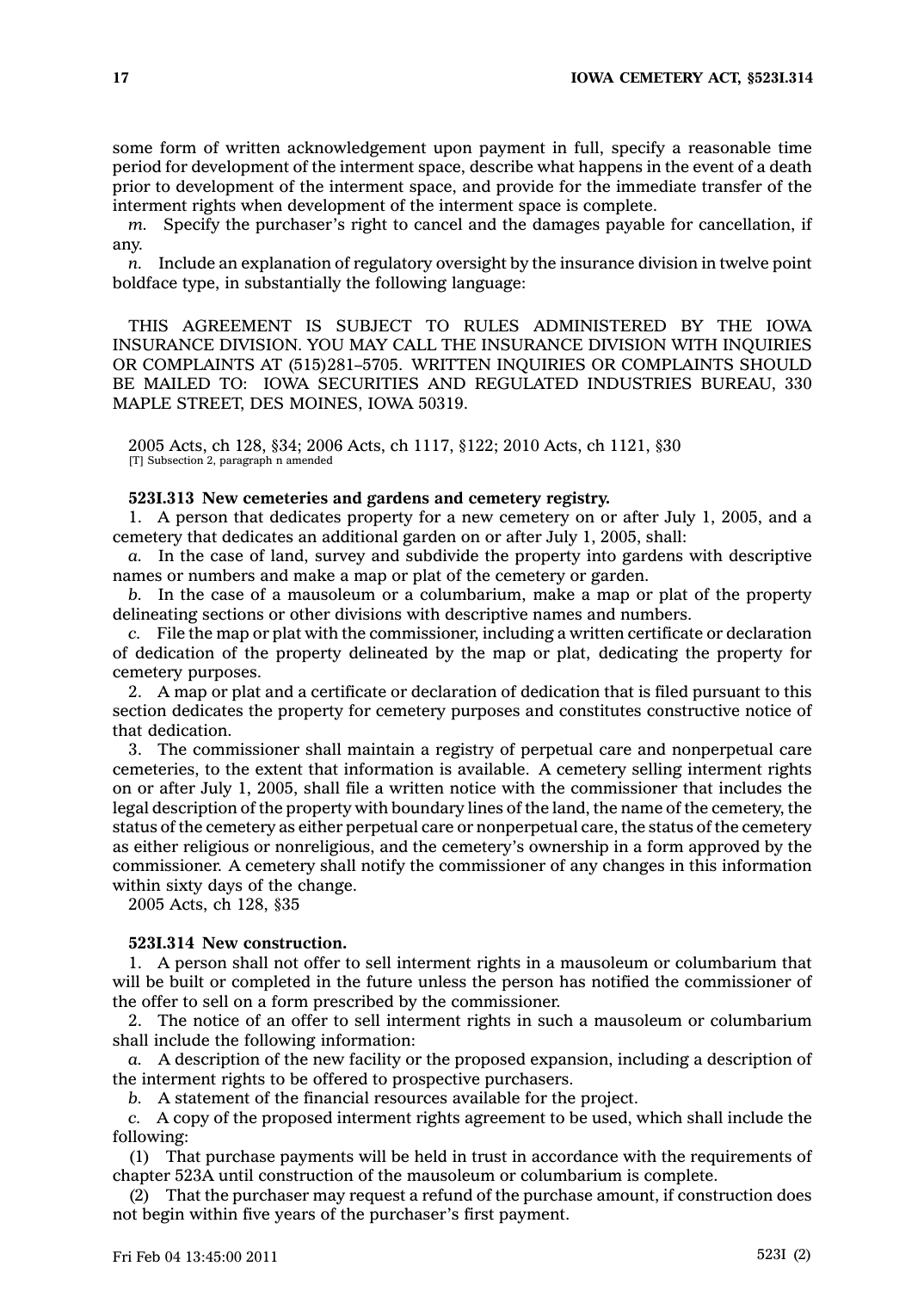some form of written acknowledgement upon payment in full, specify a reasonable time period for development of the interment space, describe what happens in the event of a death prior to development of the interment space, and provide for the immediate transfer of the interment rights when development of the interment space is complete.

*m.* Specify the purchaser's right to cancel and the damages payable for cancellation, if any.

*n.* Include an explanation of regulatory oversight by the insurance division in twelve point boldface type, in substantially the following language:

THIS AGREEMENT IS SUBJECT TO RULES ADMINISTERED BY THE IOWA INSURANCE DIVISION. YOU MAY CALL THE INSURANCE DIVISION WITH INQUIRIES OR COMPLAINTS AT (515)281–5705. WRITTEN INQUIRIES OR COMPLAINTS SHOULD BE MAILED TO: IOWA SECURITIES AND REGULATED INDUSTRIES BUREAU, 330 MAPLE STREET, DES MOINES, IOWA 50319.

2005 Acts, ch 128, §34; 2006 Acts, ch 1117, §122; 2010 Acts, ch 1121, §30
[T] Subsection 2, paragraph n amended

**523I.313 New cemeteries and gardens and cemetery registry.**

1. A person that dedicates property for a new cemetery on or after July 1, 2005, and a cemetery that dedicates an additional garden on or after July 1, 2005, shall:

*a.* In the case of land, survey and subdivide the property into gardens with descriptive names or numbers and make a map or plat of the cemetery or garden.

*b.* In the case of a mausoleum or a columbarium, make a map or plat of the property delineating sections or other divisions with descriptive names and numbers.

*c.* File the map or plat with the commissioner, including a written certificate or declaration of dedication of the property delineated by the map or plat, dedicating the property for cemetery purposes.

2. A map or plat and a certificate or declaration of dedication that is filed pursuant to this section dedicates the property for cemetery purposes and constitutes constructive notice of that dedication.

3. The commissioner shall maintain a registry of perpetual care and nonperpetual care cemeteries, to the extent that information is available. A cemetery selling interment rights on or after July 1, 2005, shall file a written notice with the commissioner that includes the legal description of the property with boundary lines of the land, the name of the cemetery, the status of the cemetery as either perpetual care or nonperpetual care, the status of the cemetery as either religious or nonreligious, and the cemetery's ownership in a form approved by the commissioner. A cemetery shall notify the commissioner of any changes in this information within sixty days of the change.

2005 Acts, ch 128, §35

**523I.314 New construction.**

1. A person shall not offer to sell interment rights in a mausoleum or columbarium that will be built or completed in the future unless the person has notified the commissioner of the offer to sell on a form prescribed by the commissioner.

2. The notice of an offer to sell interment rights in such a mausoleum or columbarium shall include the following information:

*a.* A description of the new facility or the proposed expansion, including a description of the interment rights to be offered to prospective purchasers.

*b.* A statement of the financial resources available for the project.

*c.* A copy of the proposed interment rights agreement to be used, which shall include the following:

(1) That purchase payments will be held in trust in accordance with the requirements of chapter 523A until construction of the mausoleum or columbarium is complete.

(2) That the purchaser may request a refund of the purchase amount, if construction does not begin within five years of the purchaser's first payment.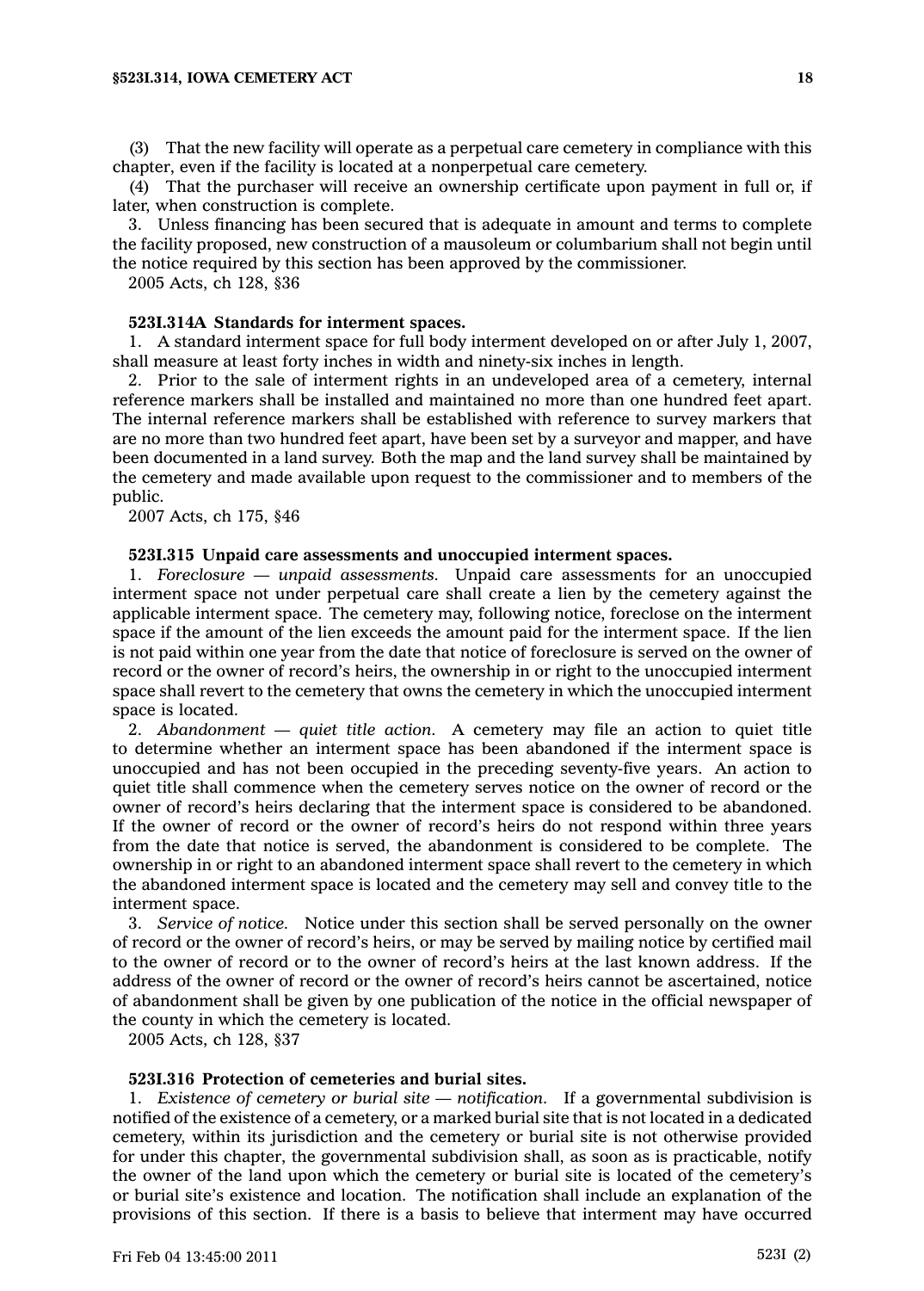(3) That the new facility will operate as a perpetual care cemetery in compliance with this chapter, even if the facility is located at a nonperpetual care cemetery.

(4) That the purchaser will receive an ownership certificate upon payment in full or, if later, when construction is complete.

3. Unless financing has been secured that is adequate in amount and terms to complete the facility proposed, new construction of a mausoleum or columbarium shall not begin until the notice required by this section has been approved by the commissioner.

2005 Acts, ch 128, §36

**523I.314A Standards for interment spaces.**

1. A standard interment space for full body interment developed on or after July 1, 2007, shall measure at least forty inches in width and ninety-six inches in length.

2. Prior to the sale of interment rights in an undeveloped area of a cemetery, internal reference markers shall be installed and maintained no more than one hundred feet apart. The internal reference markers shall be established with reference to survey markers that are no more than two hundred feet apart, have been set by a surveyor and mapper, and have been documented in a land survey. Both the map and the land survey shall be maintained by the cemetery and made available upon request to the commissioner and to members of the public.

2007 Acts, ch 175, §46

**523I.315 Unpaid care assessments and unoccupied interment spaces.**

1. *Foreclosure — unpaid assessments.* Unpaid care assessments for an unoccupied interment space not under perpetual care shall create a lien by the cemetery against the applicable interment space. The cemetery may, following notice, foreclose on the interment space if the amount of the lien exceeds the amount paid for the interment space. If the lien is not paid within one year from the date that notice of foreclosure is served on the owner of record or the owner of record's heirs, the ownership in or right to the unoccupied interment space shall revert to the cemetery that owns the cemetery in which the unoccupied interment space is located.

2. *Abandonment — quiet title action.* A cemetery may file an action to quiet title to determine whether an interment space has been abandoned if the interment space is unoccupied and has not been occupied in the preceding seventy-five years. An action to quiet title shall commence when the cemetery serves notice on the owner of record or the owner of record's heirs declaring that the interment space is considered to be abandoned. If the owner of record or the owner of record's heirs do not respond within three years from the date that notice is served, the abandonment is considered to be complete. The ownership in or right to an abandoned interment space shall revert to the cemetery in which the abandoned interment space is located and the cemetery may sell and convey title to the interment space.

3. *Service of notice.* Notice under this section shall be served personally on the owner of record or the owner of record's heirs, or may be served by mailing notice by certified mail to the owner of record or to the owner of record's heirs at the last known address. If the address of the owner of record or the owner of record's heirs cannot be ascertained, notice of abandonment shall be given by one publication of the notice in the official newspaper of the county in which the cemetery is located.

2005 Acts, ch 128, §37

**523I.316 Protection of cemeteries and burial sites.**

1. *Existence of cemetery or burial site — notification.* If a governmental subdivision is notified of the existence of a cemetery, or a marked burial site that is not located in a dedicated cemetery, within its jurisdiction and the cemetery or burial site is not otherwise provided for under this chapter, the governmental subdivision shall, as soon as is practicable, notify the owner of the land upon which the cemetery or burial site is located of the cemetery's or burial site's existence and location. The notification shall include an explanation of the provisions of this section. If there is a basis to believe that interment may have occurred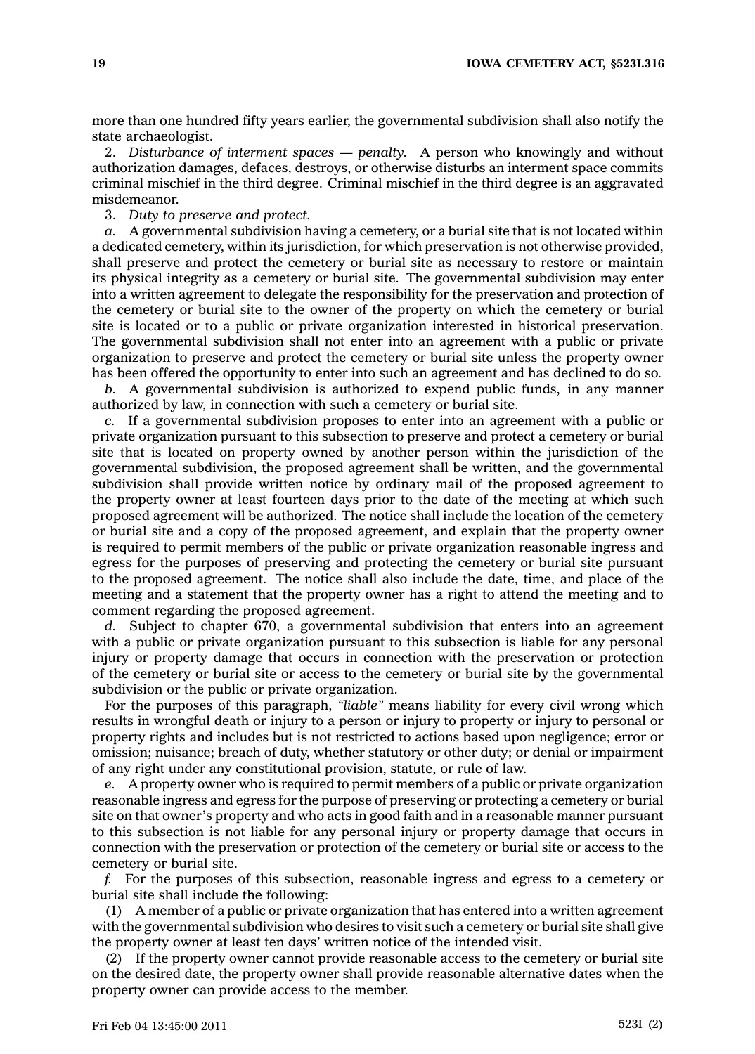more than one hundred fifty years earlier, the governmental subdivision shall also notify the state archaeologist.

2. *Disturbance of interment spaces — penalty.* A person who knowingly and without authorization damages, defaces, destroys, or otherwise disturbs an interment space commits criminal mischief in the third degree. Criminal mischief in the third degree is an aggravated misdemeanor.

3. *Duty to preserve and protect.*

*a.* A governmental subdivision having a cemetery, or a burial site that is not located within a dedicated cemetery, within its jurisdiction, for which preservation is not otherwise provided, shall preserve and protect the cemetery or burial site as necessary to restore or maintain its physical integrity as a cemetery or burial site. The governmental subdivision may enter into a written agreement to delegate the responsibility for the preservation and protection of the cemetery or burial site to the owner of the property on which the cemetery or burial site is located or to a public or private organization interested in historical preservation. The governmental subdivision shall not enter into an agreement with a public or private organization to preserve and protect the cemetery or burial site unless the property owner has been offered the opportunity to enter into such an agreement and has declined to do so.

*b.* A governmental subdivision is authorized to expend public funds, in any manner authorized by law, in connection with such a cemetery or burial site.

*c.* If a governmental subdivision proposes to enter into an agreement with a public or private organization pursuant to this subsection to preserve and protect a cemetery or burial site that is located on property owned by another person within the jurisdiction of the governmental subdivision, the proposed agreement shall be written, and the governmental subdivision shall provide written notice by ordinary mail of the proposed agreement to the property owner at least fourteen days prior to the date of the meeting at which such proposed agreement will be authorized. The notice shall include the location of the cemetery or burial site and a copy of the proposed agreement, and explain that the property owner is required to permit members of the public or private organization reasonable ingress and egress for the purposes of preserving and protecting the cemetery or burial site pursuant to the proposed agreement. The notice shall also include the date, time, and place of the meeting and a statement that the property owner has a right to attend the meeting and to comment regarding the proposed agreement.

*d.* Subject to chapter 670, a governmental subdivision that enters into an agreement with a public or private organization pursuant to this subsection is liable for any personal injury or property damage that occurs in connection with the preservation or protection of the cemetery or burial site or access to the cemetery or burial site by the governmental subdivision or the public or private organization.

For the purposes of this paragraph, *"liable"* means liability for every civil wrong which results in wrongful death or injury to a person or injury to property or injury to personal or property rights and includes but is not restricted to actions based upon negligence; error or omission; nuisance; breach of duty, whether statutory or other duty; or denial or impairment of any right under any constitutional provision, statute, or rule of law.

*e.* A property owner who is required to permit members of a public or private organization reasonable ingress and egress for the purpose of preserving or protecting a cemetery or burial site on that owner's property and who acts in good faith and in a reasonable manner pursuant to this subsection is not liable for any personal injury or property damage that occurs in connection with the preservation or protection of the cemetery or burial site or access to the cemetery or burial site.

*f.* For the purposes of this subsection, reasonable ingress and egress to a cemetery or burial site shall include the following:

(1) A member of a public or private organization that has entered into a written agreement with the governmental subdivision who desires to visit such a cemetery or burial site shall give the property owner at least ten days' written notice of the intended visit.

(2) If the property owner cannot provide reasonable access to the cemetery or burial site on the desired date, the property owner shall provide reasonable alternative dates when the property owner can provide access to the member.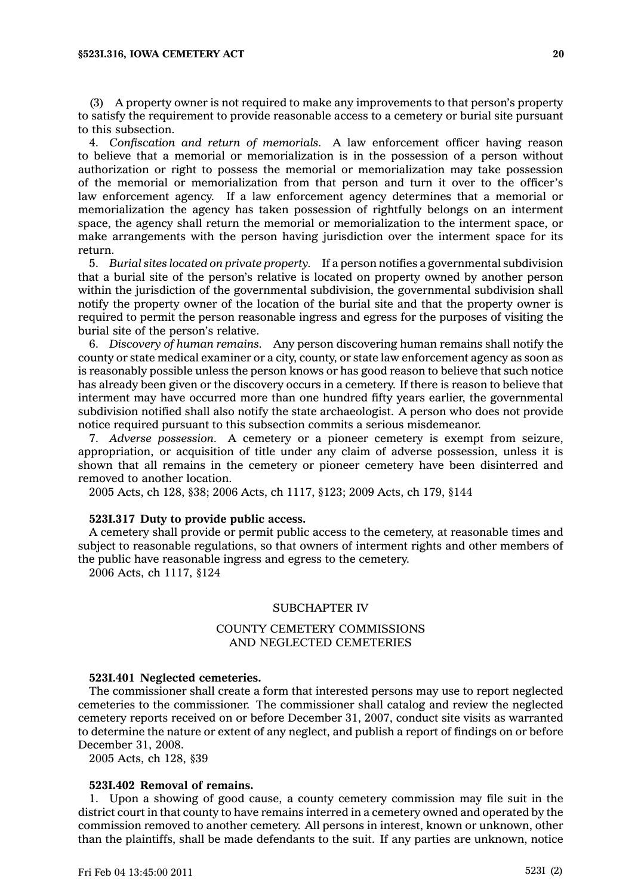(3) A property owner is not required to make any improvements to that person's property to satisfy the requirement to provide reasonable access to a cemetery or burial site pursuant to this subsection.

4. *Confiscation and return of memorials.* A law enforcement officer having reason to believe that a memorial or memorialization is in the possession of a person without authorization or right to possess the memorial or memorialization may take possession of the memorial or memorialization from that person and turn it over to the officer's law enforcement agency. If a law enforcement agency determines that a memorial or memorialization the agency has taken possession of rightfully belongs on an interment space, the agency shall return the memorial or memorialization to the interment space, or make arrangements with the person having jurisdiction over the interment space for its return.

5. *Burial sites located on private property.* If a person notifies a governmental subdivision that a burial site of the person's relative is located on property owned by another person within the jurisdiction of the governmental subdivision, the governmental subdivision shall notify the property owner of the location of the burial site and that the property owner is required to permit the person reasonable ingress and egress for the purposes of visiting the burial site of the person's relative.

6. *Discovery of human remains.* Any person discovering human remains shall notify the county or state medical examiner or a city, county, or state law enforcement agency as soon as is reasonably possible unless the person knows or has good reason to believe that such notice has already been given or the discovery occurs in a cemetery. If there is reason to believe that interment may have occurred more than one hundred fifty years earlier, the governmental subdivision notified shall also notify the state archaeologist. A person who does not provide notice required pursuant to this subsection commits a serious misdemeanor.

7. *Adverse possession.* A cemetery or a pioneer cemetery is exempt from seizure, appropriation, or acquisition of title under any claim of adverse possession, unless it is shown that all remains in the cemetery or pioneer cemetery have been disinterred and removed to another location.

2005 Acts, ch 128, §38; 2006 Acts, ch 1117, §123; 2009 Acts, ch 179, §144

**523I.317 Duty to provide public access.**

A cemetery shall provide or permit public access to the cemetery, at reasonable times and subject to reasonable regulations, so that owners of interment rights and other members of the public have reasonable ingress and egress to the cemetery.

2006 Acts, ch 1117, §124

## SUBCHAPTER IV

## COUNTY CEMETERY COMMISSIONS AND NEGLECTED CEMETERIES

**523I.401 Neglected cemeteries.**

The commissioner shall create a form that interested persons may use to report neglected cemeteries to the commissioner. The commissioner shall catalog and review the neglected cemetery reports received on or before December 31, 2007, conduct site visits as warranted to determine the nature or extent of any neglect, and publish a report of findings on or before December 31, 2008.

2005 Acts, ch 128, §39

**523I.402 Removal of remains.**

1. Upon a showing of good cause, a county cemetery commission may file suit in the district court in that county to have remains interred in a cemetery owned and operated by the commission removed to another cemetery. All persons in interest, known or unknown, other than the plaintiffs, shall be made defendants to the suit. If any parties are unknown, notice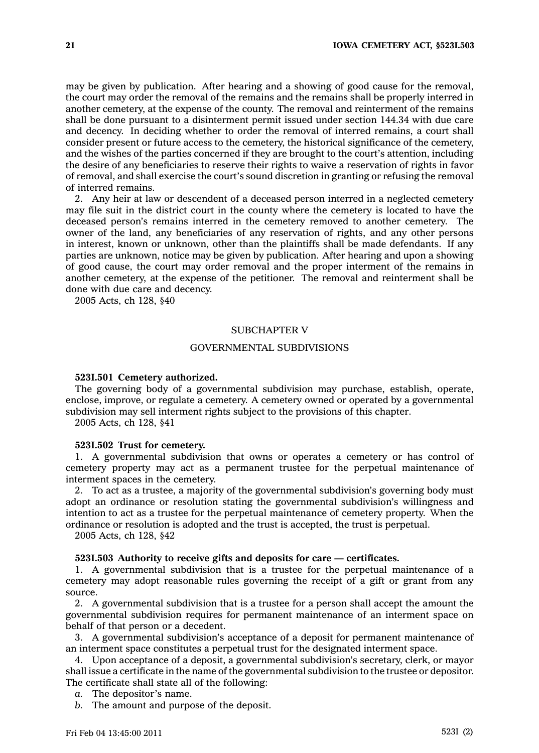may be given by publication. After hearing and a showing of good cause for the removal, the court may order the removal of the remains and the remains shall be properly interred in another cemetery, at the expense of the county. The removal and reinterment of the remains shall be done pursuant to a disinterment permit issued under section 144.34 with due care and decency. In deciding whether to order the removal of interred remains, a court shall consider present or future access to the cemetery, the historical significance of the cemetery, and the wishes of the parties concerned if they are brought to the court's attention, including the desire of any beneficiaries to reserve their rights to waive a reservation of rights in favor of removal, and shall exercise the court's sound discretion in granting or refusing the removal of interred remains.

2. Any heir at law or descendent of a deceased person interred in a neglected cemetery may file suit in the district court in the county where the cemetery is located to have the deceased person's remains interred in the cemetery removed to another cemetery. The owner of the land, any beneficiaries of any reservation of rights, and any other persons in interest, known or unknown, other than the plaintiffs shall be made defendants. If any parties are unknown, notice may be given by publication. After hearing and upon a showing of good cause, the court may order removal and the proper interment of the remains in another cemetery, at the expense of the petitioner. The removal and reinterment shall be done with due care and decency.

2005 Acts, ch 128, §40

## SUBCHAPTER V

## GOVERNMENTAL SUBDIVISIONS

**523I.501 Cemetery authorized.**

The governing body of a governmental subdivision may purchase, establish, operate, enclose, improve, or regulate a cemetery. A cemetery owned or operated by a governmental subdivision may sell interment rights subject to the provisions of this chapter.

2005 Acts, ch 128, §41

**523I.502 Trust for cemetery.**

1. A governmental subdivision that owns or operates a cemetery or has control of cemetery property may act as a permanent trustee for the perpetual maintenance of interment spaces in the cemetery.

2. To act as a trustee, a majority of the governmental subdivision's governing body must adopt an ordinance or resolution stating the governmental subdivision's willingness and intention to act as a trustee for the perpetual maintenance of cemetery property. When the ordinance or resolution is adopted and the trust is accepted, the trust is perpetual.

2005 Acts, ch 128, §42

**523I.503 Authority to receive gifts and deposits for care — certificates.**

1. A governmental subdivision that is a trustee for the perpetual maintenance of a cemetery may adopt reasonable rules governing the receipt of a gift or grant from any source.

2. A governmental subdivision that is a trustee for a person shall accept the amount the governmental subdivision requires for permanent maintenance of an interment space on behalf of that person or a decedent.

3. A governmental subdivision's acceptance of a deposit for permanent maintenance of an interment space constitutes a perpetual trust for the designated interment space.

4. Upon acceptance of a deposit, a governmental subdivision's secretary, clerk, or mayor shall issue a certificate in the name of the governmental subdivision to the trustee or depositor. The certificate shall state all of the following:

*a.* The depositor's name.

*b.* The amount and purpose of the deposit.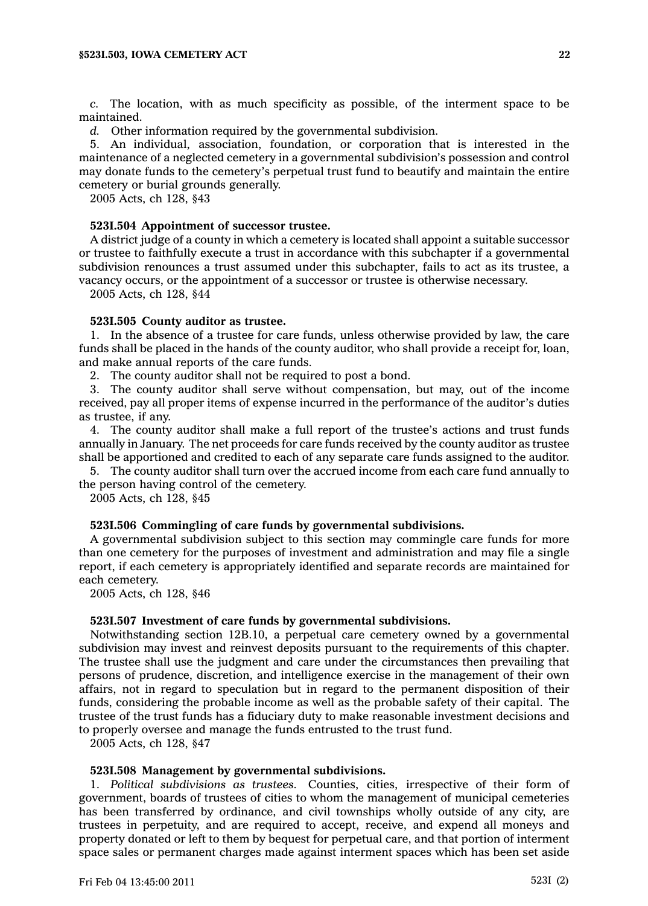*c.* The location, with as much specificity as possible, of the interment space to be maintained.

*d.* Other information required by the governmental subdivision.

5. An individual, association, foundation, or corporation that is interested in the maintenance of a neglected cemetery in a governmental subdivision's possession and control may donate funds to the cemetery's perpetual trust fund to beautify and maintain the entire cemetery or burial grounds generally.

2005 Acts, ch 128, §43

**523I.504 Appointment of successor trustee.**

A district judge of a county in which a cemetery is located shall appoint a suitable successor or trustee to faithfully execute a trust in accordance with this subchapter if a governmental subdivision renounces a trust assumed under this subchapter, fails to act as its trustee, a vacancy occurs, or the appointment of a successor or trustee is otherwise necessary.

2005 Acts, ch 128, §44

**523I.505 County auditor as trustee.**

1. In the absence of a trustee for care funds, unless otherwise provided by law, the care funds shall be placed in the hands of the county auditor, who shall provide a receipt for, loan, and make annual reports of the care funds.

2. The county auditor shall not be required to post a bond.

3. The county auditor shall serve without compensation, but may, out of the income received, pay all proper items of expense incurred in the performance of the auditor's duties as trustee, if any.

4. The county auditor shall make a full report of the trustee's actions and trust funds annually in January. The net proceeds for care funds received by the county auditor as trustee shall be apportioned and credited to each of any separate care funds assigned to the auditor.

5. The county auditor shall turn over the accrued income from each care fund annually to the person having control of the cemetery.

2005 Acts, ch 128, §45

**523I.506 Commingling of care funds by governmental subdivisions.**

A governmental subdivision subject to this section may commingle care funds for more than one cemetery for the purposes of investment and administration and may file a single report, if each cemetery is appropriately identified and separate records are maintained for each cemetery.

2005 Acts, ch 128, §46

**523I.507 Investment of care funds by governmental subdivisions.**

Notwithstanding section 12B.10, a perpetual care cemetery owned by a governmental subdivision may invest and reinvest deposits pursuant to the requirements of this chapter. The trustee shall use the judgment and care under the circumstances then prevailing that persons of prudence, discretion, and intelligence exercise in the management of their own affairs, not in regard to speculation but in regard to the permanent disposition of their funds, considering the probable income as well as the probable safety of their capital. The trustee of the trust funds has a fiduciary duty to make reasonable investment decisions and to properly oversee and manage the funds entrusted to the trust fund.

2005 Acts, ch 128, §47

**523I.508 Management by governmental subdivisions.**

1. *Political subdivisions as trustees.* Counties, cities, irrespective of their form of government, boards of trustees of cities to whom the management of municipal cemeteries has been transferred by ordinance, and civil townships wholly outside of any city, are trustees in perpetuity, and are required to accept, receive, and expend all moneys and property donated or left to them by bequest for perpetual care, and that portion of interment space sales or permanent charges made against interment spaces which has been set aside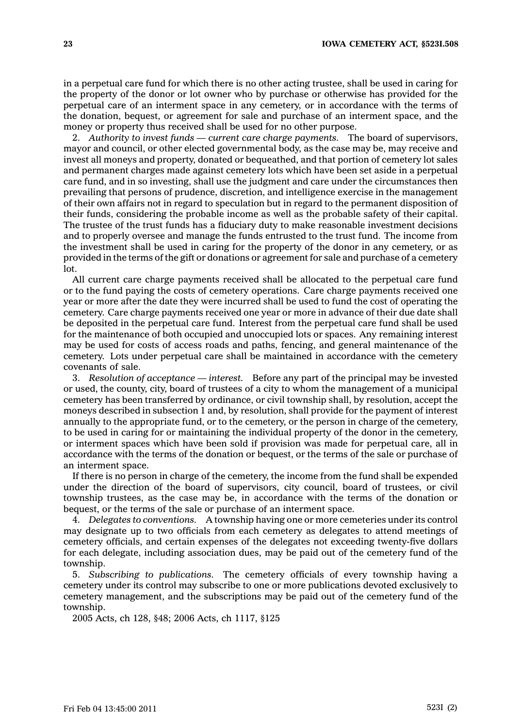in a perpetual care fund for which there is no other acting trustee, shall be used in caring for the property of the donor or lot owner who by purchase or otherwise has provided for the perpetual care of an interment space in any cemetery, or in accordance with the terms of the donation, bequest, or agreement for sale and purchase of an interment space, and the money or property thus received shall be used for no other purpose.

2. *Authority to invest funds — current care charge payments.* The board of supervisors, mayor and council, or other elected governmental body, as the case may be, may receive and invest all moneys and property, donated or bequeathed, and that portion of cemetery lot sales and permanent charges made against cemetery lots which have been set aside in a perpetual care fund, and in so investing, shall use the judgment and care under the circumstances then prevailing that persons of prudence, discretion, and intelligence exercise in the management of their own affairs not in regard to speculation but in regard to the permanent disposition of their funds, considering the probable income as well as the probable safety of their capital. The trustee of the trust funds has a fiduciary duty to make reasonable investment decisions and to properly oversee and manage the funds entrusted to the trust fund. The income from the investment shall be used in caring for the property of the donor in any cemetery, or as provided in the terms of the gift or donations or agreement for sale and purchase of a cemetery lot.

All current care charge payments received shall be allocated to the perpetual care fund or to the fund paying the costs of cemetery operations. Care charge payments received one year or more after the date they were incurred shall be used to fund the cost of operating the cemetery. Care charge payments received one year or more in advance of their due date shall be deposited in the perpetual care fund. Interest from the perpetual care fund shall be used for the maintenance of both occupied and unoccupied lots or spaces. Any remaining interest may be used for costs of access roads and paths, fencing, and general maintenance of the cemetery. Lots under perpetual care shall be maintained in accordance with the cemetery covenants of sale.

3. *Resolution of acceptance — interest.* Before any part of the principal may be invested or used, the county, city, board of trustees of a city to whom the management of a municipal cemetery has been transferred by ordinance, or civil township shall, by resolution, accept the moneys described in subsection 1 and, by resolution, shall provide for the payment of interest annually to the appropriate fund, or to the cemetery, or the person in charge of the cemetery, to be used in caring for or maintaining the individual property of the donor in the cemetery, or interment spaces which have been sold if provision was made for perpetual care, all in accordance with the terms of the donation or bequest, or the terms of the sale or purchase of an interment space.

If there is no person in charge of the cemetery, the income from the fund shall be expended under the direction of the board of supervisors, city council, board of trustees, or civil township trustees, as the case may be, in accordance with the terms of the donation or bequest, or the terms of the sale or purchase of an interment space.

4. *Delegates to conventions.* A township having one or more cemeteries under its control may designate up to two officials from each cemetery as delegates to attend meetings of cemetery officials, and certain expenses of the delegates not exceeding twenty-five dollars for each delegate, including association dues, may be paid out of the cemetery fund of the township.

5. *Subscribing to publications.* The cemetery officials of every township having a cemetery under its control may subscribe to one or more publications devoted exclusively to cemetery management, and the subscriptions may be paid out of the cemetery fund of the township.

2005 Acts, ch 128, §48; 2006 Acts, ch 1117, §125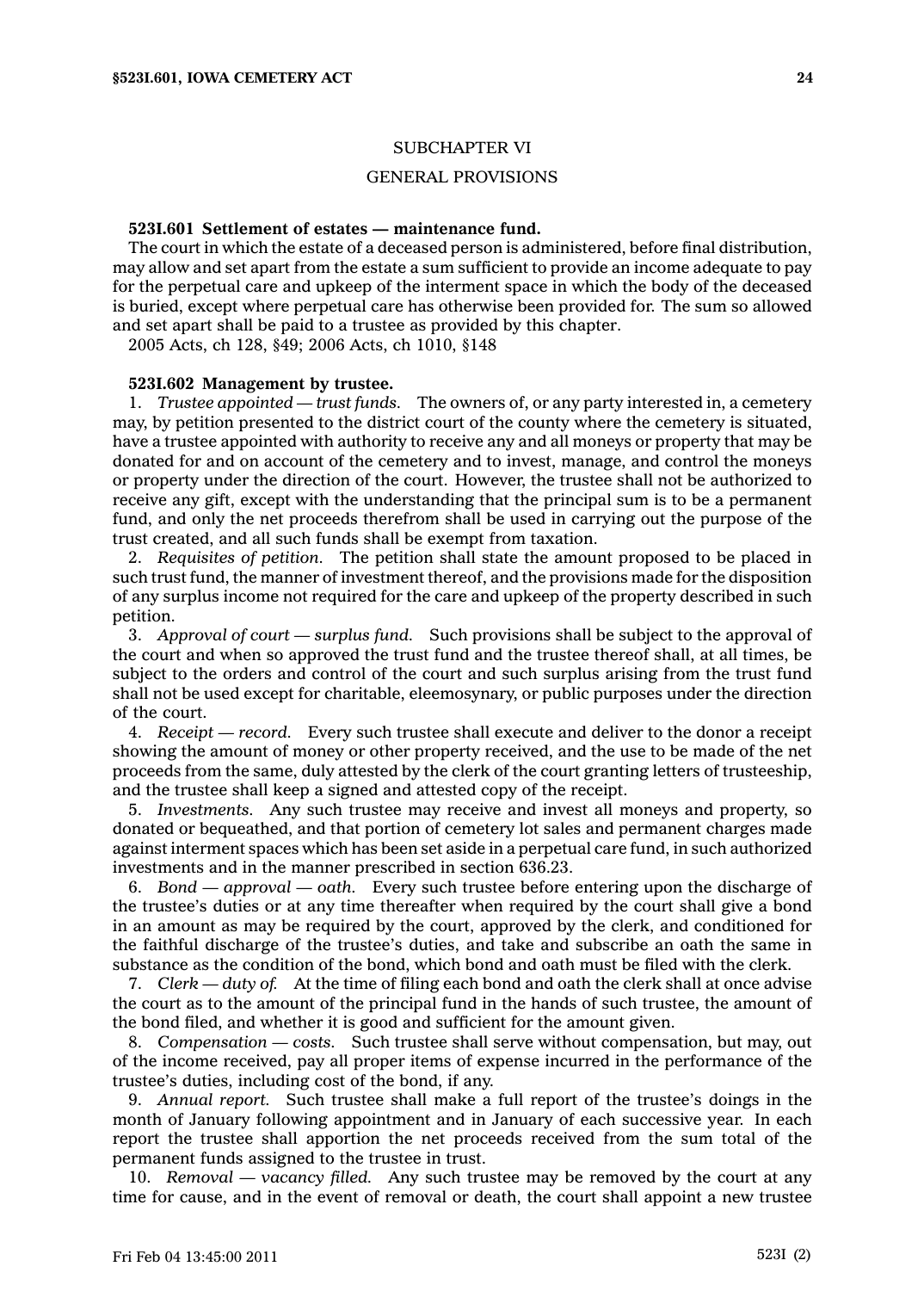## SUBCHAPTER VI

## GENERAL PROVISIONS

**523I.601 Settlement of estates — maintenance fund.**

The court in which the estate of a deceased person is administered, before final distribution, may allow and set apart from the estate a sum sufficient to provide an income adequate to pay for the perpetual care and upkeep of the interment space in which the body of the deceased is buried, except where perpetual care has otherwise been provided for. The sum so allowed and set apart shall be paid to a trustee as provided by this chapter.

2005 Acts, ch 128, §49; 2006 Acts, ch 1010, §148

**523I.602 Management by trustee.**

1. *Trustee appointed — trust funds.* The owners of, or any party interested in, a cemetery may, by petition presented to the district court of the county where the cemetery is situated, have a trustee appointed with authority to receive any and all moneys or property that may be donated for and on account of the cemetery and to invest, manage, and control the moneys or property under the direction of the court. However, the trustee shall not be authorized to receive any gift, except with the understanding that the principal sum is to be a permanent fund, and only the net proceeds therefrom shall be used in carrying out the purpose of the trust created, and all such funds shall be exempt from taxation.

2. *Requisites of petition.* The petition shall state the amount proposed to be placed in such trust fund, the manner of investment thereof, and the provisions made for the disposition of any surplus income not required for the care and upkeep of the property described in such petition.

3. *Approval of court — surplus fund.* Such provisions shall be subject to the approval of the court and when so approved the trust fund and the trustee thereof shall, at all times, be subject to the orders and control of the court and such surplus arising from the trust fund shall not be used except for charitable, eleemosynary, or public purposes under the direction of the court.

4. *Receipt — record.* Every such trustee shall execute and deliver to the donor a receipt showing the amount of money or other property received, and the use to be made of the net proceeds from the same, duly attested by the clerk of the court granting letters of trusteeship, and the trustee shall keep a signed and attested copy of the receipt.

5. *Investments.* Any such trustee may receive and invest all moneys and property, so donated or bequeathed, and that portion of cemetery lot sales and permanent charges made against interment spaces which has been set aside in a perpetual care fund, in such authorized investments and in the manner prescribed in section 636.23.

6. *Bond — approval — oath.* Every such trustee before entering upon the discharge of the trustee's duties or at any time thereafter when required by the court shall give a bond in an amount as may be required by the court, approved by the clerk, and conditioned for the faithful discharge of the trustee's duties, and take and subscribe an oath the same in substance as the condition of the bond, which bond and oath must be filed with the clerk.

7. *Clerk — duty of.* At the time of filing each bond and oath the clerk shall at once advise the court as to the amount of the principal fund in the hands of such trustee, the amount of the bond filed, and whether it is good and sufficient for the amount given.

8. *Compensation — costs.* Such trustee shall serve without compensation, but may, out of the income received, pay all proper items of expense incurred in the performance of the trustee's duties, including cost of the bond, if any.

9. *Annual report.* Such trustee shall make a full report of the trustee's doings in the month of January following appointment and in January of each successive year. In each report the trustee shall apportion the net proceeds received from the sum total of the permanent funds assigned to the trustee in trust.

10. *Removal — vacancy filled.* Any such trustee may be removed by the court at any time for cause, and in the event of removal or death, the court shall appoint a new trustee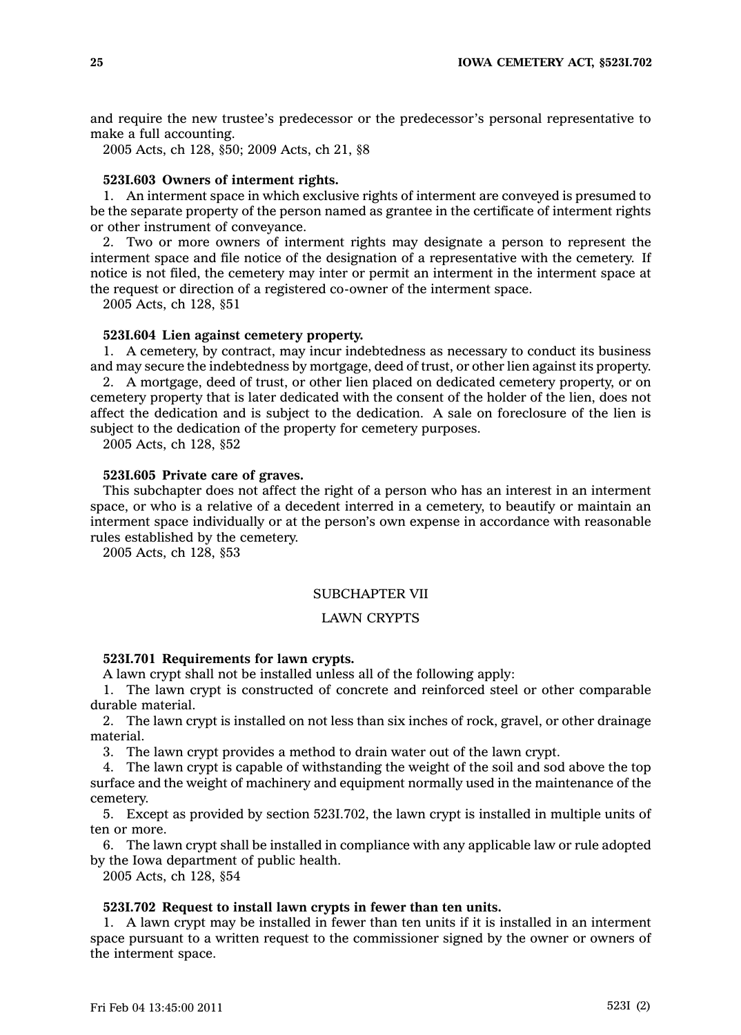and require the new trustee's predecessor or the predecessor's personal representative to make a full accounting.

2005 Acts, ch 128, §50; 2009 Acts, ch 21, §8

**523I.603 Owners of interment rights.**

1. An interment space in which exclusive rights of interment are conveyed is presumed to be the separate property of the person named as grantee in the certificate of interment rights or other instrument of conveyance.

2. Two or more owners of interment rights may designate a person to represent the interment space and file notice of the designation of a representative with the cemetery. If notice is not filed, the cemetery may inter or permit an interment in the interment space at the request or direction of a registered co-owner of the interment space.

2005 Acts, ch 128, §51

**523I.604 Lien against cemetery property.**

1. A cemetery, by contract, may incur indebtedness as necessary to conduct its business and may secure the indebtedness by mortgage, deed of trust, or other lien against its property.

2. A mortgage, deed of trust, or other lien placed on dedicated cemetery property, or on cemetery property that is later dedicated with the consent of the holder of the lien, does not affect the dedication and is subject to the dedication. A sale on foreclosure of the lien is subject to the dedication of the property for cemetery purposes.

2005 Acts, ch 128, §52

**523I.605 Private care of graves.**

This subchapter does not affect the right of a person who has an interest in an interment space, or who is a relative of a decedent interred in a cemetery, to beautify or maintain an interment space individually or at the person's own expense in accordance with reasonable rules established by the cemetery.

2005 Acts, ch 128, §53

## SUBCHAPTER VII

## LAWN CRYPTS

**523I.701 Requirements for lawn crypts.**

A lawn crypt shall not be installed unless all of the following apply:

1. The lawn crypt is constructed of concrete and reinforced steel or other comparable durable material.

2. The lawn crypt is installed on not less than six inches of rock, gravel, or other drainage material.

3. The lawn crypt provides a method to drain water out of the lawn crypt.

4. The lawn crypt is capable of withstanding the weight of the soil and sod above the top surface and the weight of machinery and equipment normally used in the maintenance of the cemetery.

5. Except as provided by section 523I.702, the lawn crypt is installed in multiple units of ten or more.

6. The lawn crypt shall be installed in compliance with any applicable law or rule adopted by the Iowa department of public health.

2005 Acts, ch 128, §54

**523I.702 Request to install lawn crypts in fewer than ten units.**

1. A lawn crypt may be installed in fewer than ten units if it is installed in an interment space pursuant to a written request to the commissioner signed by the owner or owners of the interment space.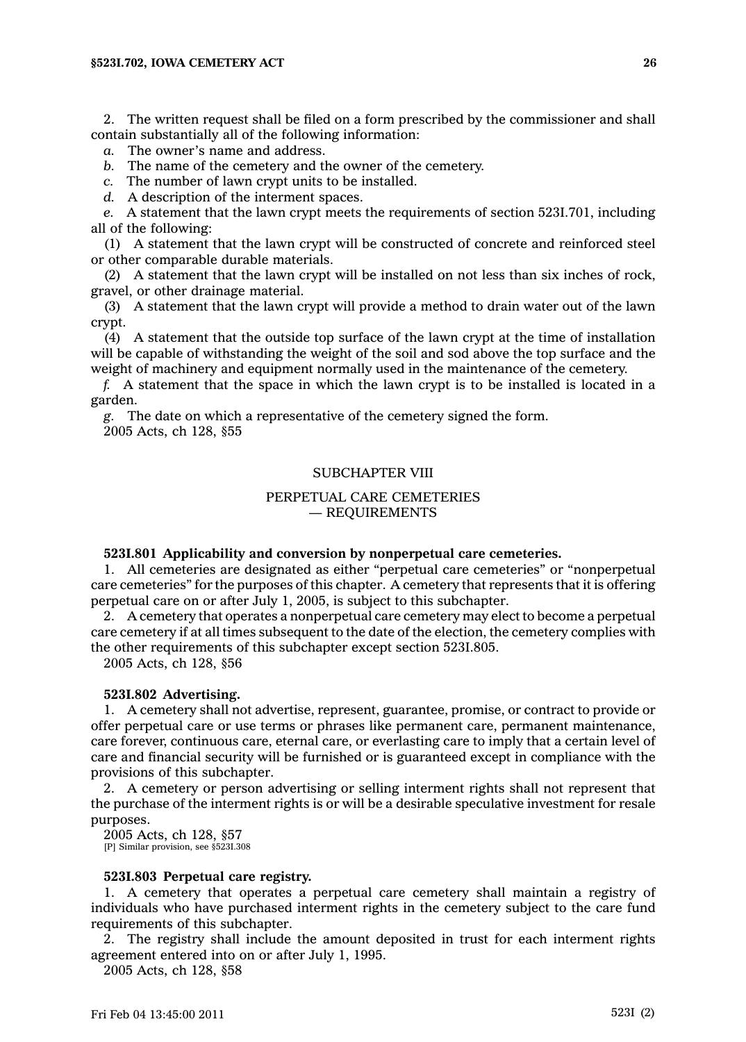2. The written request shall be filed on a form prescribed by the commissioner and shall contain substantially all of the following information:

*a.* The owner's name and address.

*b.* The name of the cemetery and the owner of the cemetery.

*c.* The number of lawn crypt units to be installed.

*d.* A description of the interment spaces.

*e.* A statement that the lawn crypt meets the requirements of section 523I.701, including all of the following:

(1) A statement that the lawn crypt will be constructed of concrete and reinforced steel or other comparable durable materials.

(2) A statement that the lawn crypt will be installed on not less than six inches of rock, gravel, or other drainage material.

(3) A statement that the lawn crypt will provide a method to drain water out of the lawn crypt.

(4) A statement that the outside top surface of the lawn crypt at the time of installation will be capable of withstanding the weight of the soil and sod above the top surface and the weight of machinery and equipment normally used in the maintenance of the cemetery.

*f.* A statement that the space in which the lawn crypt is to be installed is located in a garden.

*g.* The date on which a representative of the cemetery signed the form.

2005 Acts, ch 128, §55

## SUBCHAPTER VIII

## PERPETUAL CARE CEMETERIES — REQUIREMENTS

**523I.801 Applicability and conversion by nonperpetual care cemeteries.**

1. All cemeteries are designated as either "perpetual care cemeteries" or "nonperpetual care cemeteries" for the purposes of this chapter. A cemetery that represents that it is offering perpetual care on or after July 1, 2005, is subject to this subchapter.

2. A cemetery that operates a nonperpetual care cemetery may elect to become a perpetual care cemetery if at all times subsequent to the date of the election, the cemetery complies with the other requirements of this subchapter except section 523I.805.

2005 Acts, ch 128, §56

**523I.802 Advertising.**

1. A cemetery shall not advertise, represent, guarantee, promise, or contract to provide or offer perpetual care or use terms or phrases like permanent care, permanent maintenance, care forever, continuous care, eternal care, or everlasting care to imply that a certain level of care and financial security will be furnished or is guaranteed except in compliance with the provisions of this subchapter.

2. A cemetery or person advertising or selling interment rights shall not represent that the purchase of the interment rights is or will be a desirable speculative investment for resale purposes.

2005 Acts, ch 128, §57

[P] Similar provision, see §523I.308

**523I.803 Perpetual care registry.**

1. A cemetery that operates a perpetual care cemetery shall maintain a registry of individuals who have purchased interment rights in the cemetery subject to the care fund requirements of this subchapter.

2. The registry shall include the amount deposited in trust for each interment rights agreement entered into on or after July 1, 1995.

2005 Acts, ch 128, §58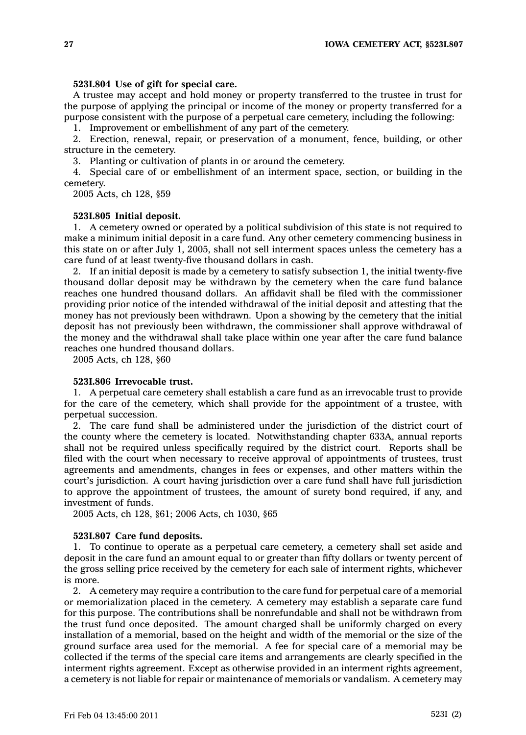**523I.804 Use of gift for special care.**

A trustee may accept and hold money or property transferred to the trustee in trust for the purpose of applying the principal or income of the money or property transferred for a purpose consistent with the purpose of a perpetual care cemetery, including the following:

1. Improvement or embellishment of any part of the cemetery.
2. Erection, renewal, repair, or preservation of a monument, fence, building, or other structure in the cemetery.
3. Planting or cultivation of plants in or around the cemetery.
4. Special care of or embellishment of an interment space, section, or building in the cemetery.

2005 Acts, ch 128, §59

**523I.805 Initial deposit.**

1. A cemetery owned or operated by a political subdivision of this state is not required to make a minimum initial deposit in a care fund. Any other cemetery commencing business in this state on or after July 1, 2005, shall not sell interment spaces unless the cemetery has a care fund of at least twenty-five thousand dollars in cash.

2. If an initial deposit is made by a cemetery to satisfy subsection 1, the initial twenty-five thousand dollar deposit may be withdrawn by the cemetery when the care fund balance reaches one hundred thousand dollars. An affidavit shall be filed with the commissioner providing prior notice of the intended withdrawal of the initial deposit and attesting that the money has not previously been withdrawn. Upon a showing by the cemetery that the initial deposit has not previously been withdrawn, the commissioner shall approve withdrawal of the money and the withdrawal shall take place within one year after the care fund balance reaches one hundred thousand dollars.

2005 Acts, ch 128, §60

**523I.806 Irrevocable trust.**

1. A perpetual care cemetery shall establish a care fund as an irrevocable trust to provide for the care of the cemetery, which shall provide for the appointment of a trustee, with perpetual succession.

2. The care fund shall be administered under the jurisdiction of the district court of the county where the cemetery is located. Notwithstanding chapter 633A, annual reports shall not be required unless specifically required by the district court. Reports shall be filed with the court when necessary to receive approval of appointments of trustees, trust agreements and amendments, changes in fees or expenses, and other matters within the court's jurisdiction. A court having jurisdiction over a care fund shall have full jurisdiction to approve the appointment of trustees, the amount of surety bond required, if any, and investment of funds.

2005 Acts, ch 128, §61; 2006 Acts, ch 1030, §65

**523I.807 Care fund deposits.**

1. To continue to operate as a perpetual care cemetery, a cemetery shall set aside and deposit in the care fund an amount equal to or greater than fifty dollars or twenty percent of the gross selling price received by the cemetery for each sale of interment rights, whichever is more.

2. A cemetery may require a contribution to the care fund for perpetual care of a memorial or memorialization placed in the cemetery. A cemetery may establish a separate care fund for this purpose. The contributions shall be nonrefundable and shall not be withdrawn from the trust fund once deposited. The amount charged shall be uniformly charged on every installation of a memorial, based on the height and width of the memorial or the size of the ground surface area used for the memorial. A fee for special care of a memorial may be collected if the terms of the special care items and arrangements are clearly specified in the interment rights agreement. Except as otherwise provided in an interment rights agreement, a cemetery is not liable for repair or maintenance of memorials or vandalism. A cemetery may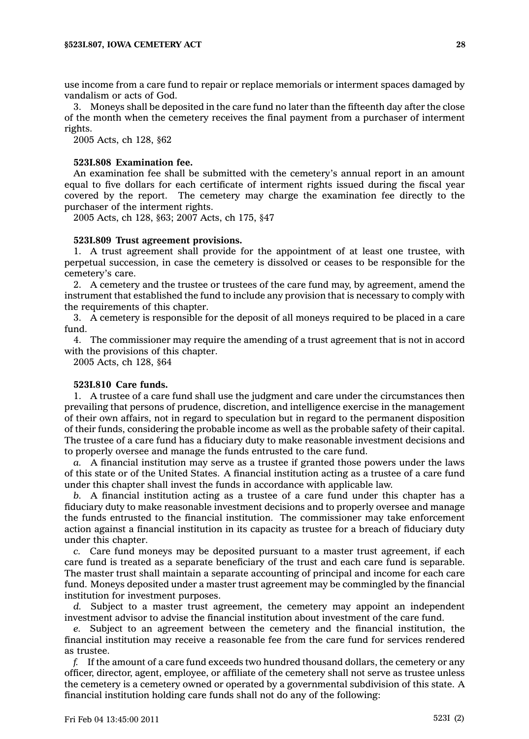use income from a care fund to repair or replace memorials or interment spaces damaged by vandalism or acts of God.

3. Moneys shall be deposited in the care fund no later than the fifteenth day after the close of the month when the cemetery receives the final payment from a purchaser of interment rights.

2005 Acts, ch 128, §62

**523I.808 Examination fee.**

An examination fee shall be submitted with the cemetery's annual report in an amount equal to five dollars for each certificate of interment rights issued during the fiscal year covered by the report. The cemetery may charge the examination fee directly to the purchaser of the interment rights.

2005 Acts, ch 128, §63; 2007 Acts, ch 175, §47

**523I.809 Trust agreement provisions.**

1. A trust agreement shall provide for the appointment of at least one trustee, with perpetual succession, in case the cemetery is dissolved or ceases to be responsible for the cemetery's care.

2. A cemetery and the trustee or trustees of the care fund may, by agreement, amend the instrument that established the fund to include any provision that is necessary to comply with the requirements of this chapter.

3. A cemetery is responsible for the deposit of all moneys required to be placed in a care fund.

4. The commissioner may require the amending of a trust agreement that is not in accord with the provisions of this chapter.

2005 Acts, ch 128, §64

**523I.810 Care funds.**

1. A trustee of a care fund shall use the judgment and care under the circumstances then prevailing that persons of prudence, discretion, and intelligence exercise in the management of their own affairs, not in regard to speculation but in regard to the permanent disposition of their funds, considering the probable income as well as the probable safety of their capital. The trustee of a care fund has a fiduciary duty to make reasonable investment decisions and to properly oversee and manage the funds entrusted to the care fund.

*a.* A financial institution may serve as a trustee if granted those powers under the laws of this state or of the United States. A financial institution acting as a trustee of a care fund under this chapter shall invest the funds in accordance with applicable law.

*b.* A financial institution acting as a trustee of a care fund under this chapter has a fiduciary duty to make reasonable investment decisions and to properly oversee and manage the funds entrusted to the financial institution. The commissioner may take enforcement action against a financial institution in its capacity as trustee for a breach of fiduciary duty under this chapter.

*c.* Care fund moneys may be deposited pursuant to a master trust agreement, if each care fund is treated as a separate beneficiary of the trust and each care fund is separable. The master trust shall maintain a separate accounting of principal and income for each care fund. Moneys deposited under a master trust agreement may be commingled by the financial institution for investment purposes.

*d.* Subject to a master trust agreement, the cemetery may appoint an independent investment advisor to advise the financial institution about investment of the care fund.

*e.* Subject to an agreement between the cemetery and the financial institution, the financial institution may receive a reasonable fee from the care fund for services rendered as trustee.

*f.* If the amount of a care fund exceeds two hundred thousand dollars, the cemetery or any officer, director, agent, employee, or affiliate of the cemetery shall not serve as trustee unless the cemetery is a cemetery owned or operated by a governmental subdivision of this state. A financial institution holding care funds shall not do any of the following: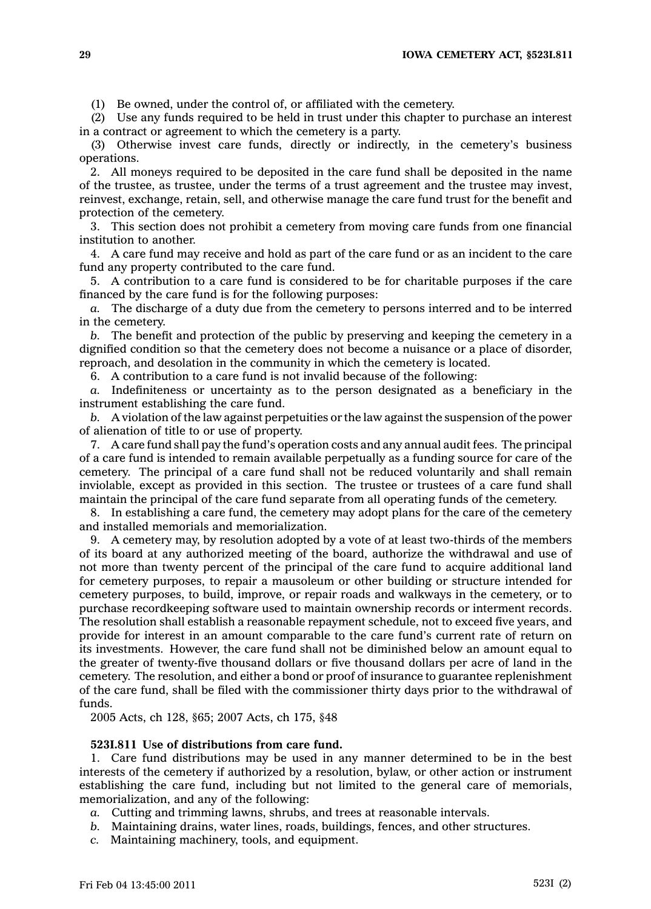(1) Be owned, under the control of, or affiliated with the cemetery.

(2) Use any funds required to be held in trust under this chapter to purchase an interest in a contract or agreement to which the cemetery is a party.

(3) Otherwise invest care funds, directly or indirectly, in the cemetery's business operations.

2. All moneys required to be deposited in the care fund shall be deposited in the name of the trustee, as trustee, under the terms of a trust agreement and the trustee may invest, reinvest, exchange, retain, sell, and otherwise manage the care fund trust for the benefit and protection of the cemetery.

3. This section does not prohibit a cemetery from moving care funds from one financial institution to another.

4. A care fund may receive and hold as part of the care fund or as an incident to the care fund any property contributed to the care fund.

5. A contribution to a care fund is considered to be for charitable purposes if the care financed by the care fund is for the following purposes:

*a.* The discharge of a duty due from the cemetery to persons interred and to be interred in the cemetery.

*b.* The benefit and protection of the public by preserving and keeping the cemetery in a dignified condition so that the cemetery does not become a nuisance or a place of disorder, reproach, and desolation in the community in which the cemetery is located.

6. A contribution to a care fund is not invalid because of the following:

*a.* Indefiniteness or uncertainty as to the person designated as a beneficiary in the instrument establishing the care fund.

*b.* A violation of the law against perpetuities or the law against the suspension of the power of alienation of title to or use of property.

7. A care fund shall pay the fund's operation costs and any annual audit fees. The principal of a care fund is intended to remain available perpetually as a funding source for care of the cemetery. The principal of a care fund shall not be reduced voluntarily and shall remain inviolable, except as provided in this section. The trustee or trustees of a care fund shall maintain the principal of the care fund separate from all operating funds of the cemetery.

8. In establishing a care fund, the cemetery may adopt plans for the care of the cemetery and installed memorials and memorialization.

9. A cemetery may, by resolution adopted by a vote of at least two-thirds of the members of its board at any authorized meeting of the board, authorize the withdrawal and use of not more than twenty percent of the principal of the care fund to acquire additional land for cemetery purposes, to repair a mausoleum or other building or structure intended for cemetery purposes, to build, improve, or repair roads and walkways in the cemetery, or to purchase recordkeeping software used to maintain ownership records or interment records. The resolution shall establish a reasonable repayment schedule, not to exceed five years, and provide for interest in an amount comparable to the care fund's current rate of return on its investments. However, the care fund shall not be diminished below an amount equal to the greater of twenty-five thousand dollars or five thousand dollars per acre of land in the cemetery. The resolution, and either a bond or proof of insurance to guarantee replenishment of the care fund, shall be filed with the commissioner thirty days prior to the withdrawal of funds.

2005 Acts, ch 128, §65; 2007 Acts, ch 175, §48

**523I.811 Use of distributions from care fund.**

1. Care fund distributions may be used in any manner determined to be in the best interests of the cemetery if authorized by a resolution, bylaw, or other action or instrument establishing the care fund, including but not limited to the general care of memorials, memorialization, and any of the following:

*a.* Cutting and trimming lawns, shrubs, and trees at reasonable intervals.

*b.* Maintaining drains, water lines, roads, buildings, fences, and other structures.

*c.* Maintaining machinery, tools, and equipment.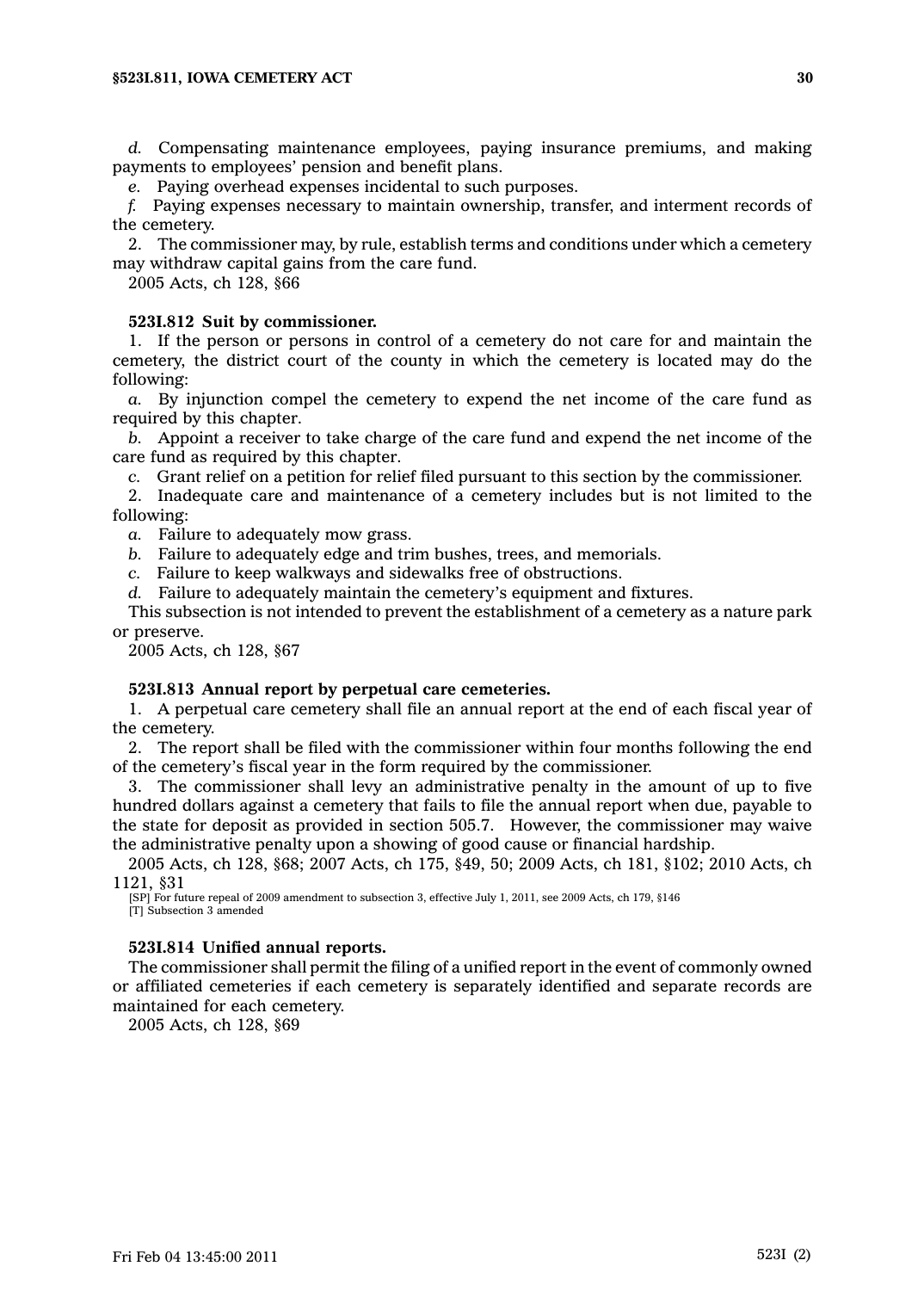*d.* Compensating maintenance employees, paying insurance premiums, and making payments to employees' pension and benefit plans.

*e.* Paying overhead expenses incidental to such purposes.

*f.* Paying expenses necessary to maintain ownership, transfer, and interment records of the cemetery.

2. The commissioner may, by rule, establish terms and conditions under which a cemetery may withdraw capital gains from the care fund.

2005 Acts, ch 128, §66

**523I.812 Suit by commissioner.**

1. If the person or persons in control of a cemetery do not care for and maintain the cemetery, the district court of the county in which the cemetery is located may do the following:

*a.* By injunction compel the cemetery to expend the net income of the care fund as required by this chapter.

*b.* Appoint a receiver to take charge of the care fund and expend the net income of the care fund as required by this chapter.

*c.* Grant relief on a petition for relief filed pursuant to this section by the commissioner.

2. Inadequate care and maintenance of a cemetery includes but is not limited to the following:

*a.* Failure to adequately mow grass.

*b.* Failure to adequately edge and trim bushes, trees, and memorials.

*c.* Failure to keep walkways and sidewalks free of obstructions.

*d.* Failure to adequately maintain the cemetery's equipment and fixtures.

This subsection is not intended to prevent the establishment of a cemetery as a nature park or preserve.

2005 Acts, ch 128, §67

**523I.813 Annual report by perpetual care cemeteries.**

1. A perpetual care cemetery shall file an annual report at the end of each fiscal year of the cemetery.

2. The report shall be filed with the commissioner within four months following the end of the cemetery's fiscal year in the form required by the commissioner.

3. The commissioner shall levy an administrative penalty in the amount of up to five hundred dollars against a cemetery that fails to file the annual report when due, payable to the state for deposit as provided in section 505.7. However, the commissioner may waive the administrative penalty upon a showing of good cause or financial hardship.

2005 Acts, ch 128, §68; 2007 Acts, ch 175, §49, 50; 2009 Acts, ch 181, §102; 2010 Acts, ch 1121, §31

[SP] For future repeal of 2009 amendment to subsection 3, effective July 1, 2011, see 2009 Acts, ch 179, §146
[T] Subsection 3 amended

**523I.814 Unified annual reports.**

The commissioner shall permit the filing of a unified report in the event of commonly owned or affiliated cemeteries if each cemetery is separately identified and separate records are maintained for each cemetery.

2005 Acts, ch 128, §69